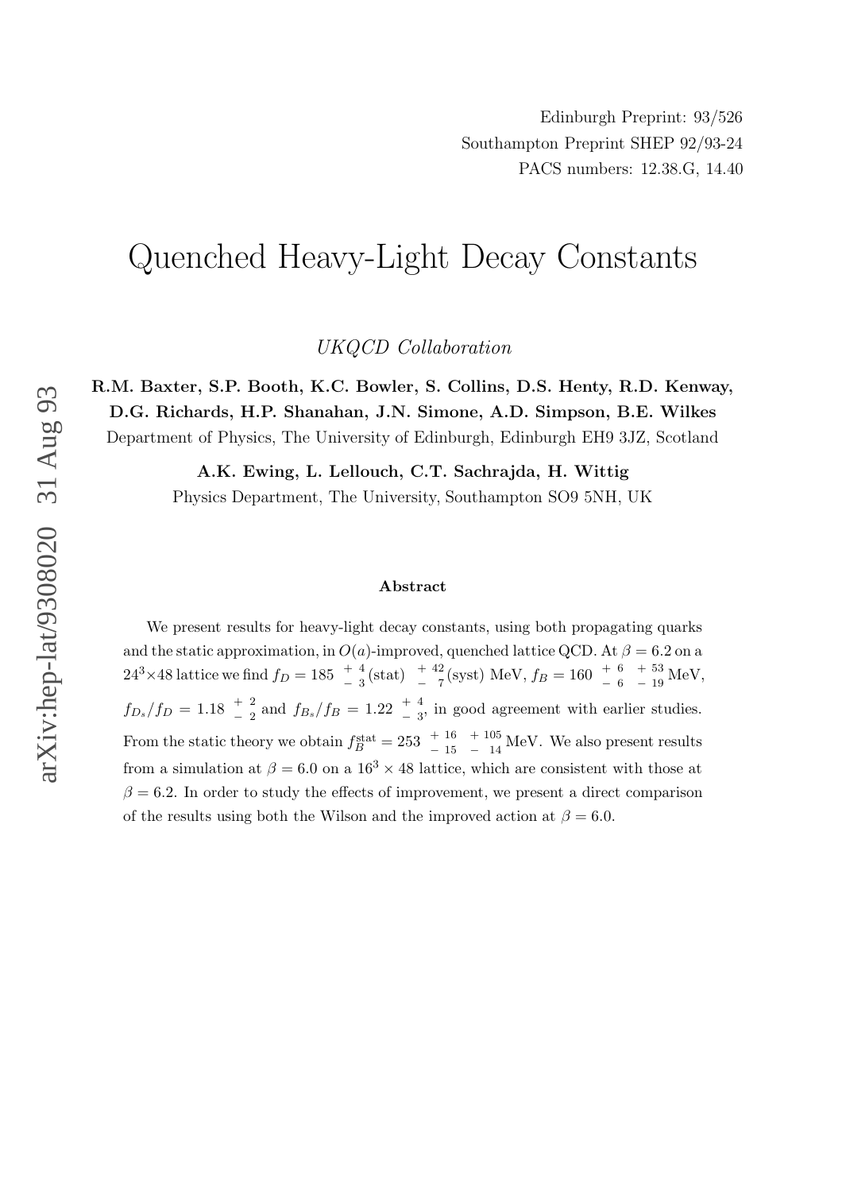Edinburgh Preprint: 93/526

Southampton Preprint SHEP 92/93-24

PACS numbers: 12.38.G, 14.40

# Quenched Heavy-Light Decay Constants

*UKQCD Collaboration*

**R.M. Baxter, S.P. Booth, K.C. Bowler, S. Collins, D.S. Henty, R.D. Kenway, D.G. Richards, H.P. Shanahan, J.N. Simone, A.D. Simpson, B.E. Wilkes**

Department of Physics, The University of Edinburgh, Edinburgh EH9 3JZ, Scotland

**A.K. Ewing, L. Lellouch, C.T. Sachrajda, H. Wittig**

Physics Department, The University, Southampton SO9 5NH, UK

### Abstract

We present results for heavy-light decay constants, using both propagating quarks and the static approximation, in $O(a)$-improved, quenched lattice QCD. At $\beta = 6.2$ on a $24^3{\times}48$ lattice we find $f_D = 185 \begin{array}{c} +\ 4 \\ -\ 3 \end{array}$(stat) $\begin{array}{c} +\ 42 \\ -\ \ 7 \end{array}$(syst) MeV, $f_B = 160 \begin{array}{c} +\ 6 \\ -\ 6 \end{array} \begin{array}{c} +\ 53 \\ -\ 19 \end{array}$ MeV, $f_{D_s}/f_D = 1.18 \begin{array}{c} +\ 2 \\ -\ 2 \end{array}$ and $f_{B_s}/f_B = 1.22 \begin{array}{c} +\ 4 \\ -\ 3 \end{array}$, in good agreement with earlier studies. From the static theory we obtain $f_B^{\rm stat} = 253 \begin{array}{c} +\ 16 \\ -\ 15 \end{array} \begin{array}{c} +\ 105 \\ -\ \ 14 \end{array}$ MeV. We also present results from a simulation at $\beta = 6.0$ on a $16^3 \times 48$ lattice, which are consistent with those at $\beta = 6.2$. In order to study the effects of improvement, we present a direct comparison of the results using both the Wilson and the improved action at $\beta = 6.0$.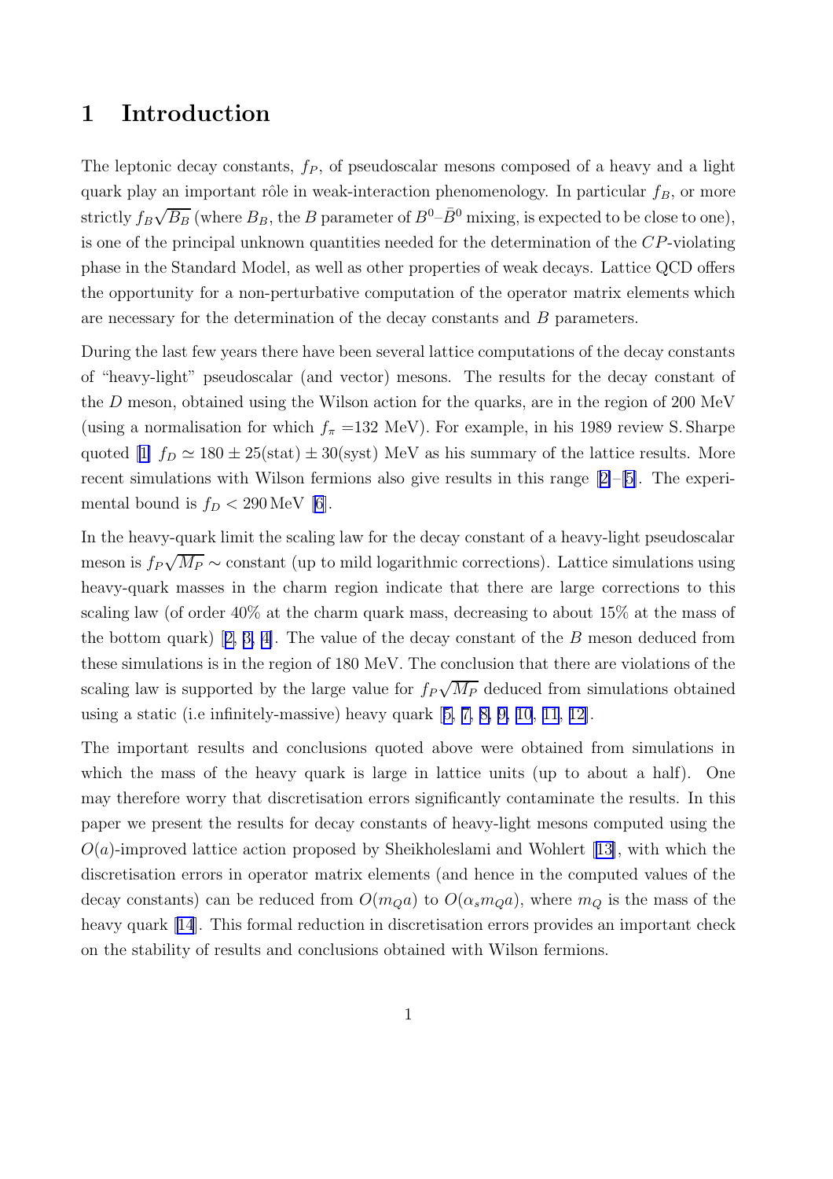# 1 Introduction

The leptonic decay constants, $f_P$, of pseudoscalar mesons composed of a heavy and a light quark play an important rôle in weak-interaction phenomenology. In particular $f_B$, or more strictly $f_B\sqrt{B_B}$ (where $B_B$, the $B$ parameter of $B^0$–$\bar{B}^0$ mixing, is expected to be close to one), is one of the principal unknown quantities needed for the determination of the $CP$-violating phase in the Standard Model, as well as other properties of weak decays. Lattice QCD offers the opportunity for a non-perturbative computation of the operator matrix elements which are necessary for the determination of the decay constants and $B$ parameters.

During the last few years there have been several lattice computations of the decay constants of "heavy-light" pseudoscalar (and vector) mesons. The results for the decay constant of the $D$ meson, obtained using the Wilson action for the quarks, are in the region of 200 MeV (using a normalisation for which $f_\pi$ =132 MeV). For example, in his 1989 review S. Sharpe quoted [1] $f_D \simeq 180 \pm 25(\text{stat}) \pm 30(\text{syst})$ MeV as his summary of the lattice results. More recent simulations with Wilson fermions also give results in this range [2]–[5]. The experimental bound is $f_D < 290\,\text{MeV}$ [6].

In the heavy-quark limit the scaling law for the decay constant of a heavy-light pseudoscalar meson is $f_P\sqrt{M_P} \sim$ constant (up to mild logarithmic corrections). Lattice simulations using heavy-quark masses in the charm region indicate that there are large corrections to this scaling law (of order 40% at the charm quark mass, decreasing to about 15% at the mass of the bottom quark) [2, 3, 4]. The value of the decay constant of the $B$ meson deduced from these simulations is in the region of 180 MeV. The conclusion that there are violations of the scaling law is supported by the large value for $f_P\sqrt{M_P}$ deduced from simulations obtained using a static (i.e infinitely-massive) heavy quark [5, 7, 8, 9, 10, 11, 12].

The important results and conclusions quoted above were obtained from simulations in which the mass of the heavy quark is large in lattice units (up to about a half). One may therefore worry that discretisation errors significantly contaminate the results. In this paper we present the results for decay constants of heavy-light mesons computed using the $O(a)$-improved lattice action proposed by Sheikholeslami and Wohlert [13], with which the discretisation errors in operator matrix elements (and hence in the computed values of the decay constants) can be reduced from $O(m_Q a)$ to $O(\alpha_s m_Q a)$, where $m_Q$ is the mass of the heavy quark [14]. This formal reduction in discretisation errors provides an important check on the stability of results and conclusions obtained with Wilson fermions.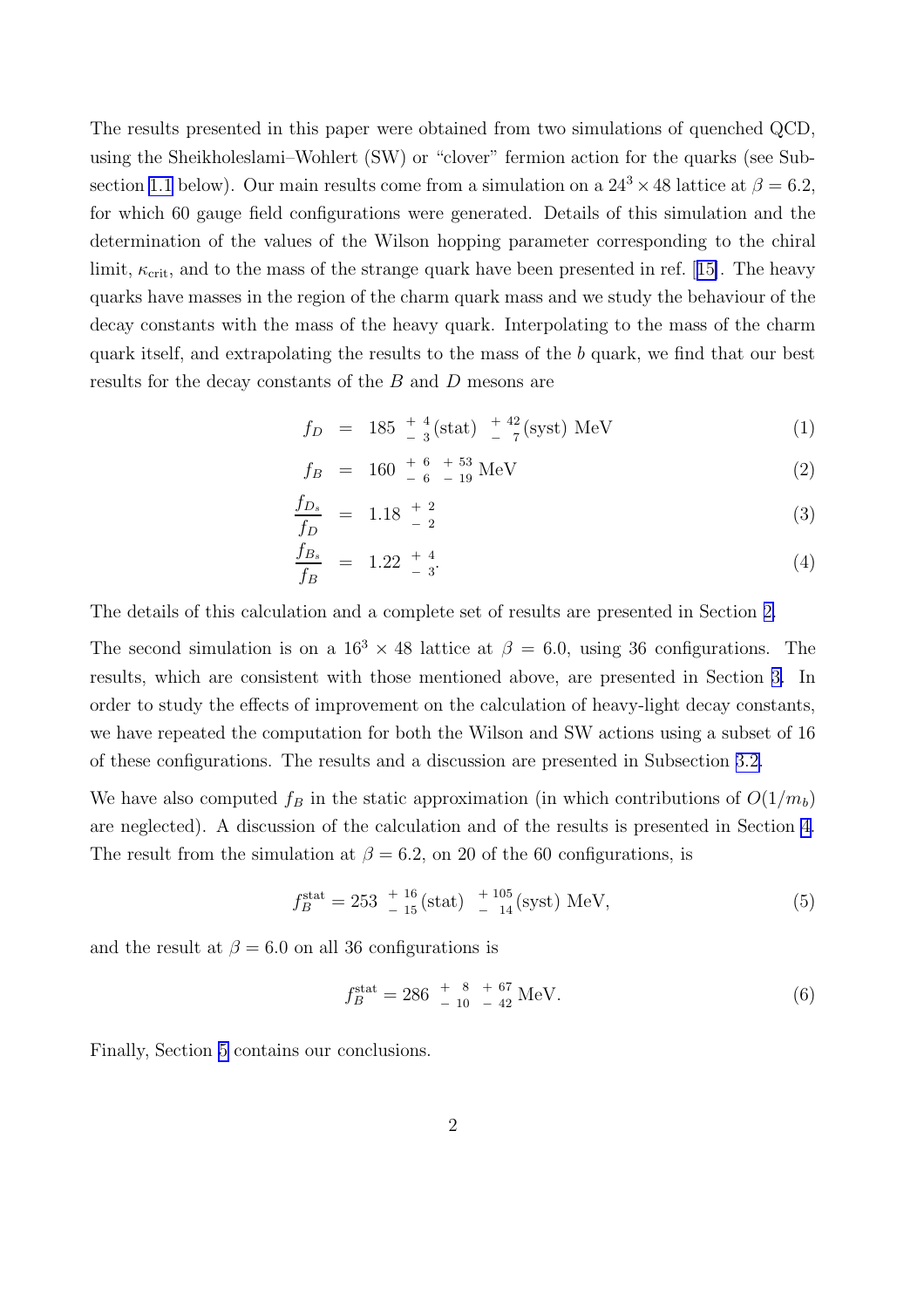The results presented in this paper were obtained from two simulations of quenched QCD, using the Sheikholeslami–Wohlert (SW) or "clover" fermion action for the quarks (see Subsection 1.1 below). Our main results come from a simulation on a $24^3 \times 48$ lattice at $\beta = 6.2$, for which 60 gauge field configurations were generated. Details of this simulation and the determination of the values of the Wilson hopping parameter corresponding to the chiral limit, $\kappa_{\rm crit}$, and to the mass of the strange quark have been presented in ref. [15]. The heavy quarks have masses in the region of the charm quark mass and we study the behaviour of the decay constants with the mass of the heavy quark. Interpolating to the mass of the charm quark itself, and extrapolating the results to the mass of the $b$ quark, we find that our best results for the decay constants of the $B$ and $D$ mesons are

$$
\begin{aligned}
f_D &= 185 \ {}^{+\,4}_{-\,3}(\text{stat}) \ {}^{+\,42}_{-\,7}(\text{syst}) \text{ MeV} \qquad (1)\\
f_B &= 160 \ {}^{+\,6}_{-\,6} \ {}^{+\,53}_{-\,19} \text{ MeV} \qquad (2)\\
\frac{f_{D_s}}{f_D} &= 1.18 \ {}^{+\,2}_{-\,2} \qquad (3)\\
\frac{f_{B_s}}{f_B} &= 1.22 \ {}^{+\,4}_{-\,3}. \qquad (4)
\end{aligned}
$$

The details of this calculation and a complete set of results are presented in Section 2.

The second simulation is on a $16^3 \times 48$ lattice at $\beta = 6.0$, using 36 configurations. The results, which are consistent with those mentioned above, are presented in Section 3. In order to study the effects of improvement on the calculation of heavy-light decay constants, we have repeated the computation for both the Wilson and SW actions using a subset of 16 of these configurations. The results and a discussion are presented in Subsection 3.2.

We have also computed $f_B$ in the static approximation (in which contributions of $O(1/m_b)$ are neglected). A discussion of the calculation and of the results is presented in Section 4. The result from the simulation at $\beta = 6.2$, on 20 of the 60 configurations, is

$$
f_B^{\rm stat} = 253 \ {}^{+\,16}_{-\,15}(\text{stat}) \ {}^{+\,105}_{-\,14}(\text{syst}) \text{ MeV}, \qquad (5)
$$

and the result at $\beta = 6.0$ on all 36 configurations is

$$
f_B^{\rm stat} = 286 \ {}^{+\,8}_{-\,10} \ {}^{+\,67}_{-\,42} \text{ MeV}. \qquad (6)
$$

Finally, Section 5 contains our conclusions.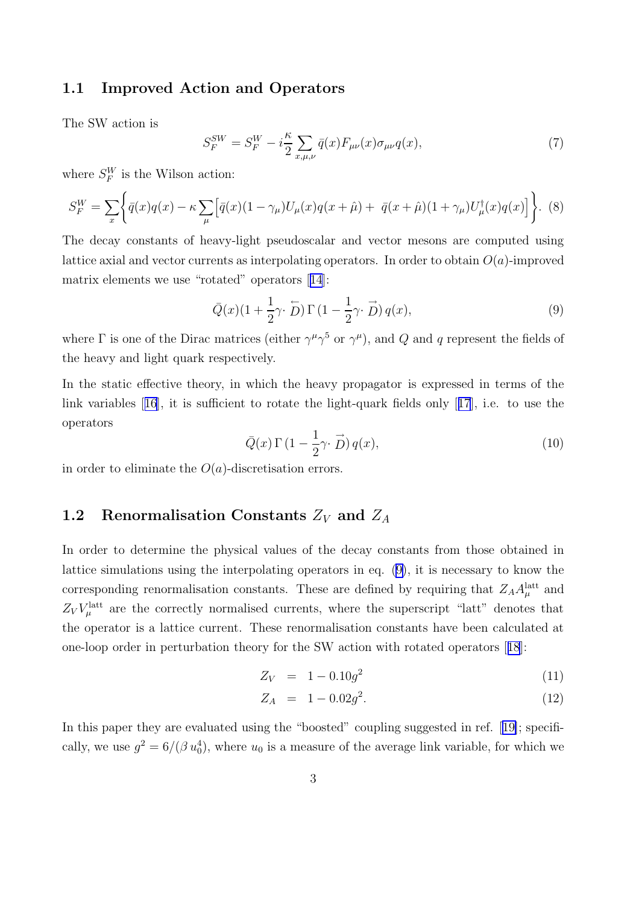### 1.1 Improved Action and Operators

The SW action is

$$S_F^{SW} = S_F^W - i\frac{\kappa}{2}\sum_{x,\mu,\nu} \bar{q}(x)F_{\mu\nu}(x)\sigma_{\mu\nu}q(x), \tag{7}$$

where $S_F^W$ is the Wilson action:

$$S_F^W = \sum_x \left\{ \bar{q}(x)q(x) - \kappa\sum_\mu \Big[\bar{q}(x)(1-\gamma_\mu)U_\mu(x)q(x+\hat{\mu}) + \bar{q}(x+\hat{\mu})(1+\gamma_\mu)U_\mu^\dagger(x)q(x)\Big]\right\}. \tag{8}$$

The decay constants of heavy-light pseudoscalar and vector mesons are computed using lattice axial and vector currents as interpolating operators. In order to obtain $O(a)$-improved matrix elements we use "rotated" operators [14]:

$$\bar{Q}(x)(1+\frac{1}{2}\gamma\cdot \overleftarrow{D})\,\Gamma\,(1-\frac{1}{2}\gamma\cdot \overrightarrow{D})\,q(x), \tag{9}$$

where $\Gamma$ is one of the Dirac matrices (either $\gamma^\mu\gamma^5$ or $\gamma^\mu$), and $Q$ and $q$ represent the fields of the heavy and light quark respectively.

In the static effective theory, in which the heavy propagator is expressed in terms of the link variables [16], it is sufficient to rotate the light-quark fields only [17], i.e. to use the operators

$$\bar{Q}(x)\,\Gamma\,(1-\frac{1}{2}\gamma\cdot \overrightarrow{D})\,q(x), \tag{10}$$

in order to eliminate the $O(a)$-discretisation errors.

### 1.2 Renormalisation Constants $Z_V$ and $Z_A$

In order to determine the physical values of the decay constants from those obtained in lattice simulations using the interpolating operators in eq. (9), it is necessary to know the corresponding renormalisation constants. These are defined by requiring that $Z_A A_\mu^{\rm latt}$ and $Z_V V_\mu^{\rm latt}$ are the correctly normalised currents, where the superscript "latt" denotes that the operator is a lattice current. These renormalisation constants have been calculated at one-loop order in perturbation theory for the SW action with rotated operators [18]:

$$Z_V = 1 - 0.10g^2 \tag{11}$$

$$Z_A = 1 - 0.02g^2. \tag{12}$$

In this paper they are evaluated using the "boosted" coupling suggested in ref. [19]; specifically, we use $g^2 = 6/(\beta\, u_0^4)$, where $u_0$ is a measure of the average link variable, for which we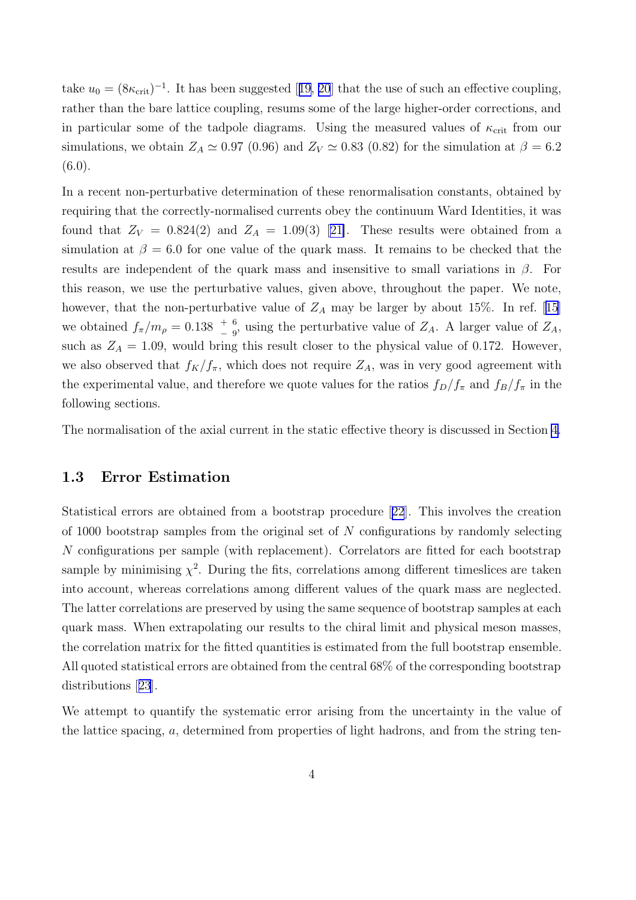take $u_0 = (8\kappa_{\rm crit})^{-1}$. It has been suggested [19, 20] that the use of such an effective coupling, rather than the bare lattice coupling, resums some of the large higher-order corrections, and in particular some of the tadpole diagrams. Using the measured values of $\kappa_{\rm crit}$ from our simulations, we obtain $Z_A \simeq 0.97$ (0.96) and $Z_V \simeq 0.83$ (0.82) for the simulation at $\beta = 6.2$ (6.0).

In a recent non-perturbative determination of these renormalisation constants, obtained by requiring that the correctly-normalised currents obey the continuum Ward Identities, it was found that $Z_V = 0.824(2)$ and $Z_A = 1.09(3)$ [21]. These results were obtained from a simulation at $\beta = 6.0$ for one value of the quark mass. It remains to be checked that the results are independent of the quark mass and insensitive to small variations in $\beta$. For this reason, we use the perturbative values, given above, throughout the paper. We note, however, that the non-perturbative value of $Z_A$ may be larger by about 15%. In ref. [15] we obtained $f_\pi/m_\rho = 0.138\ ^{+\ 6}_{-\ 9}$, using the perturbative value of $Z_A$. A larger value of $Z_A$, such as $Z_A = 1.09$, would bring this result closer to the physical value of 0.172. However, we also observed that $f_K/f_\pi$, which does not require $Z_A$, was in very good agreement with the experimental value, and therefore we quote values for the ratios $f_D/f_\pi$ and $f_B/f_\pi$ in the following sections.

The normalisation of the axial current in the static effective theory is discussed in Section 4.

### 1.3 Error Estimation

Statistical errors are obtained from a bootstrap procedure [22]. This involves the creation of 1000 bootstrap samples from the original set of $N$ configurations by randomly selecting $N$ configurations per sample (with replacement). Correlators are fitted for each bootstrap sample by minimising $\chi^2$. During the fits, correlations among different timeslices are taken into account, whereas correlations among different values of the quark mass are neglected. The latter correlations are preserved by using the same sequence of bootstrap samples at each quark mass. When extrapolating our results to the chiral limit and physical meson masses, the correlation matrix for the fitted quantities is estimated from the full bootstrap ensemble. All quoted statistical errors are obtained from the central 68% of the corresponding bootstrap distributions [23].

We attempt to quantify the systematic error arising from the uncertainty in the value of the lattice spacing, $a$, determined from properties of light hadrons, and from the string ten-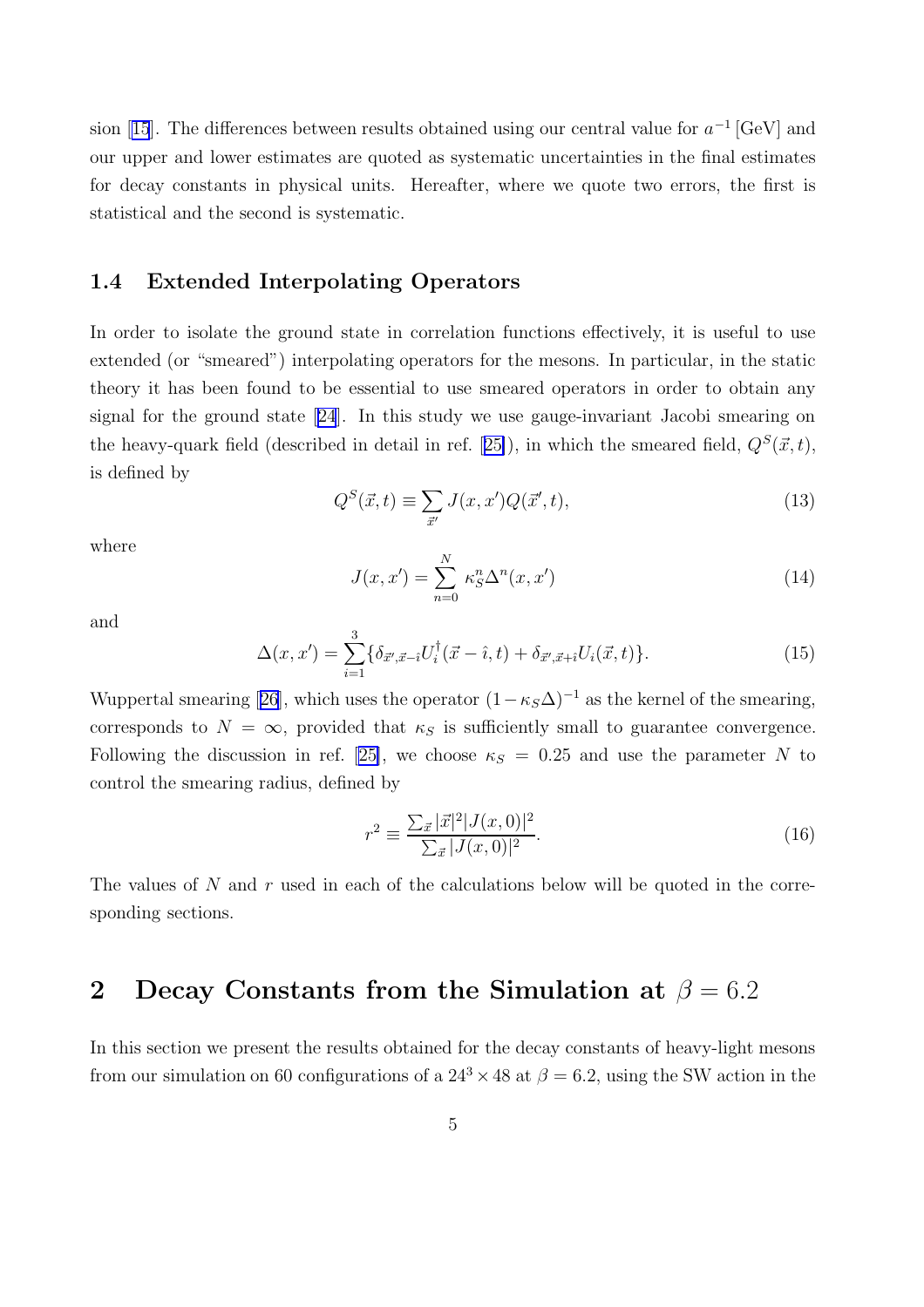sion [15]. The differences between results obtained using our central value for $a^{-1}$ [GeV] and our upper and lower estimates are quoted as systematic uncertainties in the final estimates for decay constants in physical units. Hereafter, where we quote two errors, the first is statistical and the second is systematic.

### 1.4 Extended Interpolating Operators

In order to isolate the ground state in correlation functions effectively, it is useful to use extended (or "smeared") interpolating operators for the mesons. In particular, in the static theory it has been found to be essential to use smeared operators in order to obtain any signal for the ground state [24]. In this study we use gauge-invariant Jacobi smearing on the heavy-quark field (described in detail in ref. [25]), in which the smeared field, $Q^S(\vec{x},t)$, is defined by

$$Q^S(\vec{x},t) \equiv \sum_{\vec{x}'} J(x,x')Q(\vec{x}',t), \tag{13}$$

where

$$J(x,x') = \sum_{n=0}^{N} \kappa_S^n \Delta^n(x,x') \tag{14}$$

and

$$\Delta(x,x') = \sum_{i=1}^{3} \{\delta_{\vec{x}',\vec{x}-\hat{\imath}} U_i^\dagger(\vec{x}-\hat{\imath},t) + \delta_{\vec{x}',\vec{x}+\hat{\imath}} U_i(\vec{x},t)\}. \tag{15}$$

Wuppertal smearing [26], which uses the operator $(1-\kappa_S\Delta)^{-1}$ as the kernel of the smearing, corresponds to $N=\infty$, provided that $\kappa_S$ is sufficiently small to guarantee convergence. Following the discussion in ref. [25], we choose $\kappa_S = 0.25$ and use the parameter $N$ to control the smearing radius, defined by

$$r^2 \equiv \frac{\sum_{\vec{x}} |\vec{x}|^2 |J(x,0)|^2}{\sum_{\vec{x}} |J(x,0)|^2}. \tag{16}$$

The values of $N$ and $r$ used in each of the calculations below will be quoted in the corresponding sections.

## 2 Decay Constants from the Simulation at $\beta = 6.2$

In this section we present the results obtained for the decay constants of heavy-light mesons from our simulation on 60 configurations of a $24^3 \times 48$ at $\beta = 6.2$, using the SW action in the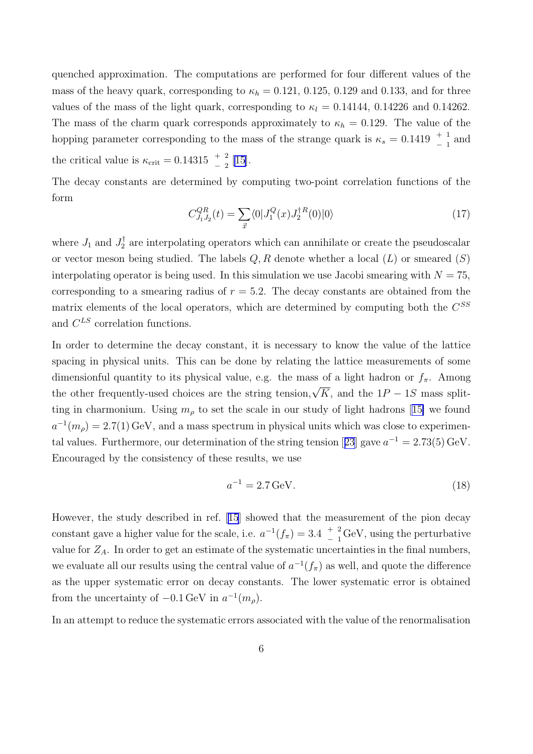quenched approximation. The computations are performed for four different values of the mass of the heavy quark, corresponding to $\kappa_h = 0.121$, $0.125$, $0.129$ and $0.133$, and for three values of the mass of the light quark, corresponding to $\kappa_l = 0.14144$, $0.14226$ and $0.14262$. The mass of the charm quark corresponds approximately to $\kappa_h = 0.129$. The value of the hopping parameter corresponding to the mass of the strange quark is $\kappa_s = 0.1419 \ {}^{+\ 1}_{-\ 1}$ and the critical value is $\kappa_{\rm crit} = 0.14315 \ {}^{+\ 2}_{-\ 2}$ [15].

The decay constants are determined by computing two-point correlation functions of the form

$$C^{QR}_{J_1 J_2}(t) = \sum_{\vec{x}} \langle 0 | J^Q_1(x) J^{\dagger R}_2(0) | 0 \rangle \tag{17}$$

where $J_1$ and $J_2^\dagger$ are interpolating operators which can annihilate or create the pseudoscalar or vector meson being studied. The labels $Q, R$ denote whether a local ($L$) or smeared ($S$) interpolating operator is being used. In this simulation we use Jacobi smearing with $N = 75$, corresponding to a smearing radius of $r = 5.2$. The decay constants are obtained from the matrix elements of the local operators, which are determined by computing both the $C^{SS}$ and $C^{LS}$ correlation functions.

In order to determine the decay constant, it is necessary to know the value of the lattice spacing in physical units. This can be done by relating the lattice measurements of some dimensionful quantity to its physical value, e.g. the mass of a light hadron or $f_\pi$. Among the other frequently-used choices are the string tension, $\sqrt{K}$, and the $1P - 1S$ mass splitting in charmonium. Using $m_\rho$ to set the scale in our study of light hadrons [15] we found $a^{-1}(m_\rho) = 2.7(1)\,\mathrm{GeV}$, and a mass spectrum in physical units which was close to experimental values. Furthermore, our determination of the string tension [23] gave $a^{-1} = 2.73(5)\,\mathrm{GeV}$. Encouraged by the consistency of these results, we use

$$a^{-1} = 2.7\,\mathrm{GeV}. \tag{18}$$

However, the study described in ref. [15] showed that the measurement of the pion decay constant gave a higher value for the scale, i.e. $a^{-1}(f_\pi) = 3.4 \ {}^{+\ 2}_{-\ 1}\mathrm{GeV}$, using the perturbative value for $Z_A$. In order to get an estimate of the systematic uncertainties in the final numbers, we evaluate all our results using the central value of $a^{-1}(f_\pi)$ as well, and quote the difference as the upper systematic error on decay constants. The lower systematic error is obtained from the uncertainty of $-0.1\,\mathrm{GeV}$ in $a^{-1}(m_\rho)$.

In an attempt to reduce the systematic errors associated with the value of the renormalisation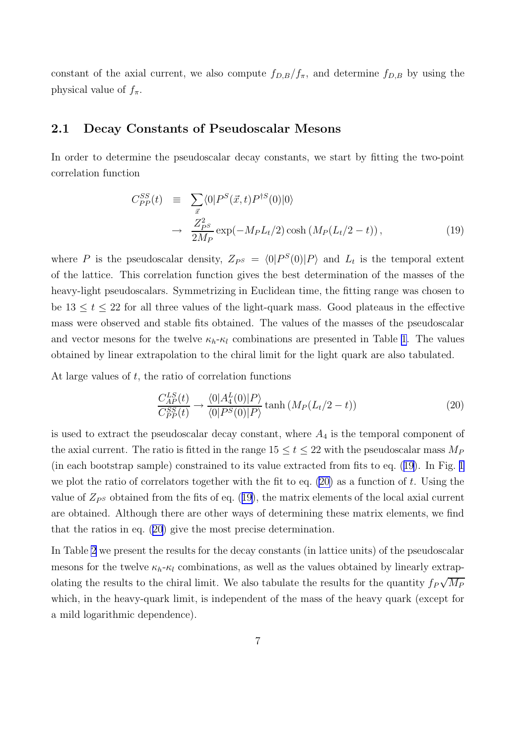constant of the axial current, we also compute $f_{D,B}/f_\pi$, and determine $f_{D,B}$ by using the physical value of $f_\pi$.

## 2.1 Decay Constants of Pseudoscalar Mesons

In order to determine the pseudoscalar decay constants, we start by fitting the two-point correlation function

$$
\begin{aligned}
C_{PP}^{SS}(t) &\equiv \sum_{\vec{x}} \langle 0|P^S(\vec{x},t)P^{\dagger S}(0)|0\rangle \\
&\rightarrow \frac{Z_{P^S}^2}{2M_P} \exp(-M_P L_t/2) \cosh\left(M_P(L_t/2 - t)\right), \qquad (19)
\end{aligned}
$$

where $P$ is the pseudoscalar density, $Z_{P^S} = \langle 0|P^S(0)|P\rangle$ and $L_t$ is the temporal extent of the lattice. This correlation function gives the best determination of the masses of the heavy-light pseudoscalars. Symmetrizing in Euclidean time, the fitting range was chosen to be $13 \leq t \leq 22$ for all three values of the light-quark mass. Good plateaus in the effective mass were observed and stable fits obtained. The values of the masses of the pseudoscalar and vector mesons for the twelve $\kappa_h$-$\kappa_l$ combinations are presented in Table 1. The values obtained by linear extrapolation to the chiral limit for the light quark are also tabulated.

At large values of $t$, the ratio of correlation functions

$$
\frac{C_{AP}^{LS}(t)}{C_{PP}^{SS}(t)} \rightarrow \frac{\langle 0|A_4^L(0)|P\rangle}{\langle 0|P^S(0)|P\rangle} \tanh\left(M_P(L_t/2 - t)\right) \qquad (20)
$$

is used to extract the pseudoscalar decay constant, where $A_4$ is the temporal component of the axial current. The ratio is fitted in the range $15 \leq t \leq 22$ with the pseudoscalar mass $M_P$ (in each bootstrap sample) constrained to its value extracted from fits to eq. (19). In Fig. 1 we plot the ratio of correlators together with the fit to eq. (20) as a function of $t$. Using the value of $Z_{P^S}$ obtained from the fits of eq. (19), the matrix elements of the local axial current are obtained. Although there are other ways of determining these matrix elements, we find that the ratios in eq. (20) give the most precise determination.

In Table 2 we present the results for the decay constants (in lattice units) of the pseudoscalar mesons for the twelve $\kappa_h$-$\kappa_l$ combinations, as well as the values obtained by linearly extrapolating the results to the chiral limit. We also tabulate the results for the quantity $f_P\sqrt{M_P}$ which, in the heavy-quark limit, is independent of the mass of the heavy quark (except for a mild logarithmic dependence).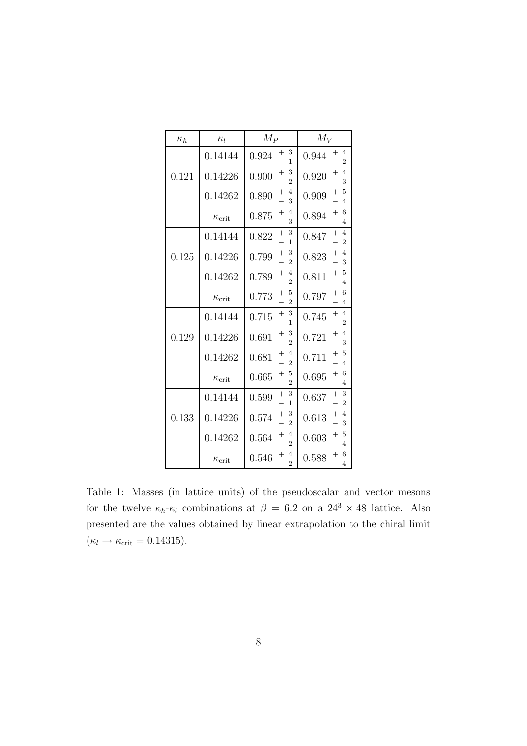| $\kappa_h$ | $\kappa_l$ | $M_P$ | $M_V$ |
|---|---|---|---|
| 0.121 | 0.14144 | $0.924\ ^{+\,3}_{-\,1}$ | $0.944\ ^{+\,4}_{-\,2}$ |
| | 0.14226 | $0.900\ ^{+\,3}_{-\,2}$ | $0.920\ ^{+\,4}_{-\,3}$ |
| | 0.14262 | $0.890\ ^{+\,4}_{-\,3}$ | $0.909\ ^{+\,5}_{-\,4}$ |
| | $\kappa_{\rm crit}$ | $0.875\ ^{+\,4}_{-\,3}$ | $0.894\ ^{+\,6}_{-\,4}$ |
| 0.125 | 0.14144 | $0.822\ ^{+\,3}_{-\,1}$ | $0.847\ ^{+\,4}_{-\,2}$ |
| | 0.14226 | $0.799\ ^{+\,3}_{-\,2}$ | $0.823\ ^{+\,4}_{-\,3}$ |
| | 0.14262 | $0.789\ ^{+\,4}_{-\,2}$ | $0.811\ ^{+\,5}_{-\,4}$ |
| | $\kappa_{\rm crit}$ | $0.773\ ^{+\,5}_{-\,2}$ | $0.797\ ^{+\,6}_{-\,4}$ |
| 0.129 | 0.14144 | $0.715\ ^{+\,3}_{-\,1}$ | $0.745\ ^{+\,4}_{-\,2}$ |
| | 0.14226 | $0.691\ ^{+\,3}_{-\,2}$ | $0.721\ ^{+\,4}_{-\,3}$ |
| | 0.14262 | $0.681\ ^{+\,4}_{-\,2}$ | $0.711\ ^{+\,5}_{-\,4}$ |
| | $\kappa_{\rm crit}$ | $0.665\ ^{+\,5}_{-\,2}$ | $0.695\ ^{+\,6}_{-\,4}$ |
| 0.133 | 0.14144 | $0.599\ ^{+\,3}_{-\,1}$ | $0.637\ ^{+\,3}_{-\,2}$ |
| | 0.14226 | $0.574\ ^{+\,3}_{-\,2}$ | $0.613\ ^{+\,4}_{-\,3}$ |
| | 0.14262 | $0.564\ ^{+\,4}_{-\,2}$ | $0.603\ ^{+\,5}_{-\,4}$ |
| | $\kappa_{\rm crit}$ | $0.546\ ^{+\,4}_{-\,2}$ | $0.588\ ^{+\,6}_{-\,4}$ |

Table 1: Masses (in lattice units) of the pseudoscalar and vector mesons for the twelve $\kappa_h$-$\kappa_l$ combinations at $\beta = 6.2$ on a $24^3 \times 48$ lattice. Also presented are the values obtained by linear extrapolation to the chiral limit ($\kappa_l \to \kappa_{\rm crit} = 0.14315$).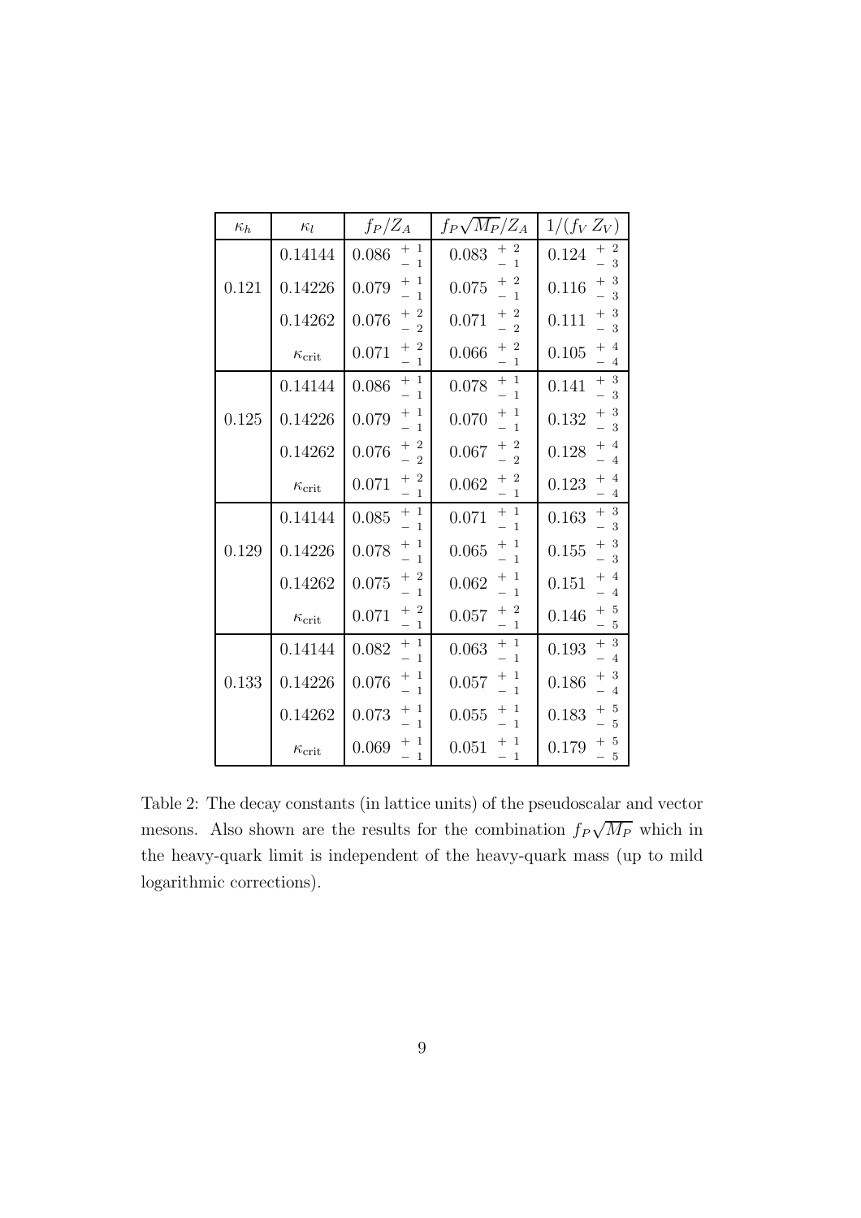| $\kappa_h$ | $\kappa_l$ | $f_P/Z_A$ | $f_P\sqrt{M_P}/Z_A$ | $1/(f_V\,Z_V)$ |
|---|---|---|---|---|
| 0.121 | 0.14144 | $0.086\ {}^{+\,1}_{-\,1}$ | $0.083\ {}^{+\,2}_{-\,1}$ | $0.124\ {}^{+\,2}_{-\,3}$ |
| | 0.14226 | $0.079\ {}^{+\,1}_{-\,1}$ | $0.075\ {}^{+\,2}_{-\,1}$ | $0.116\ {}^{+\,3}_{-\,3}$ |
| | 0.14262 | $0.076\ {}^{+\,2}_{-\,2}$ | $0.071\ {}^{+\,2}_{-\,2}$ | $0.111\ {}^{+\,3}_{-\,3}$ |
| | $\kappa_{\rm crit}$ | $0.071\ {}^{+\,2}_{-\,1}$ | $0.066\ {}^{+\,2}_{-\,1}$ | $0.105\ {}^{+\,4}_{-\,4}$ |
| 0.125 | 0.14144 | $0.086\ {}^{+\,1}_{-\,1}$ | $0.078\ {}^{+\,1}_{-\,1}$ | $0.141\ {}^{+\,3}_{-\,3}$ |
| | 0.14226 | $0.079\ {}^{+\,1}_{-\,1}$ | $0.070\ {}^{+\,1}_{-\,1}$ | $0.132\ {}^{+\,3}_{-\,3}$ |
| | 0.14262 | $0.076\ {}^{+\,2}_{-\,2}$ | $0.067\ {}^{+\,2}_{-\,2}$ | $0.128\ {}^{+\,4}_{-\,4}$ |
| | $\kappa_{\rm crit}$ | $0.071\ {}^{+\,2}_{-\,1}$ | $0.062\ {}^{+\,2}_{-\,1}$ | $0.123\ {}^{+\,4}_{-\,4}$ |
| 0.129 | 0.14144 | $0.085\ {}^{+\,1}_{-\,1}$ | $0.071\ {}^{+\,1}_{-\,1}$ | $0.163\ {}^{+\,3}_{-\,3}$ |
| | 0.14226 | $0.078\ {}^{+\,1}_{-\,1}$ | $0.065\ {}^{+\,1}_{-\,1}$ | $0.155\ {}^{+\,3}_{-\,3}$ |
| | 0.14262 | $0.075\ {}^{+\,2}_{-\,1}$ | $0.062\ {}^{+\,1}_{-\,1}$ | $0.151\ {}^{+\,4}_{-\,4}$ |
| | $\kappa_{\rm crit}$ | $0.071\ {}^{+\,2}_{-\,1}$ | $0.057\ {}^{+\,2}_{-\,1}$ | $0.146\ {}^{+\,5}_{-\,5}$ |
| 0.133 | 0.14144 | $0.082\ {}^{+\,1}_{-\,1}$ | $0.063\ {}^{+\,1}_{-\,1}$ | $0.193\ {}^{+\,3}_{-\,4}$ |
| | 0.14226 | $0.076\ {}^{+\,1}_{-\,1}$ | $0.057\ {}^{+\,1}_{-\,1}$ | $0.186\ {}^{+\,3}_{-\,4}$ |
| | 0.14262 | $0.073\ {}^{+\,1}_{-\,1}$ | $0.055\ {}^{+\,1}_{-\,1}$ | $0.183\ {}^{+\,5}_{-\,5}$ |
| | $\kappa_{\rm crit}$ | $0.069\ {}^{+\,1}_{-\,1}$ | $0.051\ {}^{+\,1}_{-\,1}$ | $0.179\ {}^{+\,5}_{-\,5}$ |

Table 2: The decay constants (in lattice units) of the pseudoscalar and vector mesons. Also shown are the results for the combination $f_P\sqrt{M_P}$ which in the heavy-quark limit is independent of the heavy-quark mass (up to mild logarithmic corrections).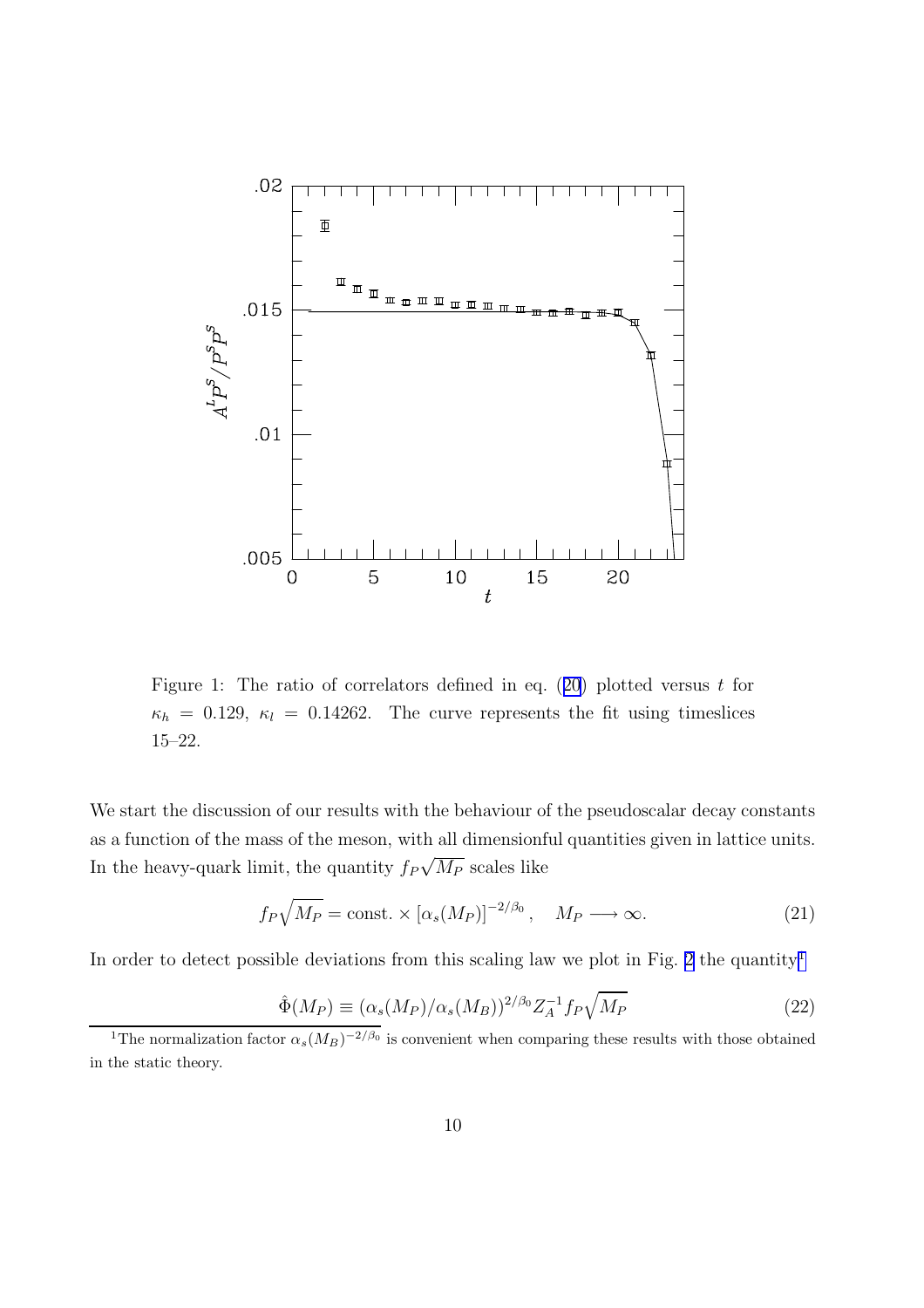Figure 1: The ratio of correlators defined in eq. (20) plotted versus $t$ for $\kappa_h = 0.129$, $\kappa_l = 0.14262$. The curve represents the fit using timeslices 15–22.

We start the discussion of our results with the behaviour of the pseudoscalar decay constants as a function of the mass of the meson, with all dimensionful quantities given in lattice units. In the heavy-quark limit, the quantity $f_P\sqrt{M_P}$ scales like

$$f_P\sqrt{M_P} = \text{const.} \times [\alpha_s(M_P)]^{-2/\beta_0}\,, \quad M_P \longrightarrow \infty. \tag{21}$$

In order to detect possible deviations from this scaling law we plot in Fig. 2 the quantity[1]

$$\hat{\Phi}(M_P) \equiv (\alpha_s(M_P)/\alpha_s(M_B))^{2/\beta_0} Z_A^{-1} f_P\sqrt{M_P} \tag{22}$$

[1] The normalization factor $\alpha_s(M_B)^{-2/\beta_0}$ is convenient when comparing these results with those obtained in the static theory.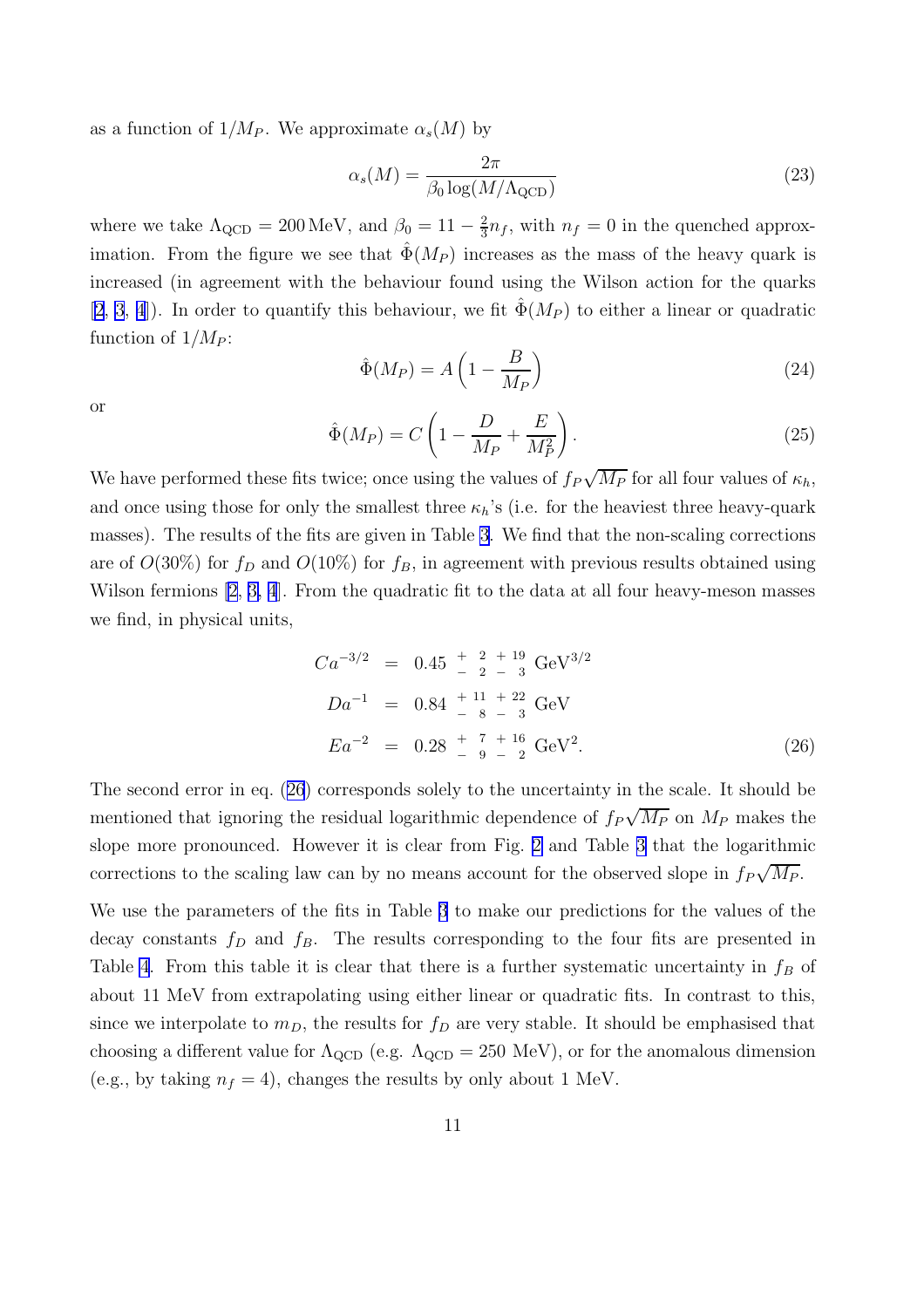as a function of $1/M_P$. We approximate $\alpha_s(M)$ by

$$\alpha_s(M) = \frac{2\pi}{\beta_0 \log(M/\Lambda_{\rm QCD})} \tag{23}$$

where we take $\Lambda_{\rm QCD} = 200\,{\rm MeV}$, and $\beta_0 = 11 - \frac{2}{3}n_f$, with $n_f = 0$ in the quenched approximation. From the figure we see that $\hat{\Phi}(M_P)$ increases as the mass of the heavy quark is increased (in agreement with the behaviour found using the Wilson action for the quarks [2, 3, 4]). In order to quantify this behaviour, we fit $\hat{\Phi}(M_P)$ to either a linear or quadratic function of $1/M_P$:

$$\hat{\Phi}(M_P) = A\left(1 - \frac{B}{M_P}\right) \tag{24}$$

or

$$\hat{\Phi}(M_P) = C\left(1 - \frac{D}{M_P} + \frac{E}{M_P^2}\right). \tag{25}$$

We have performed these fits twice; once using the values of $f_P\sqrt{M_P}$ for all four values of $\kappa_h$, and once using those for only the smallest three $\kappa_h$'s (i.e. for the heaviest three heavy-quark masses). The results of the fits are given in Table 3. We find that the non-scaling corrections are of $O(30\%)$ for $f_D$ and $O(10\%)$ for $f_B$, in agreement with previous results obtained using Wilson fermions [2, 3, 4]. From the quadratic fit to the data at all four heavy-meson masses we find, in physical units,

$$\begin{aligned}
Ca^{-3/2} &= 0.45\ ^{+\ 2}_{-\ 2}\ ^{+\ 19}_{-\ 3}\ {\rm GeV}^{3/2} \\
Da^{-1} &= 0.84\ ^{+\ 11}_{-\ 8}\ ^{+\ 22}_{-\ 3}\ {\rm GeV} \\
Ea^{-2} &= 0.28\ ^{+\ 7}_{-\ 9}\ ^{+\ 16}_{-\ 2}\ {\rm GeV}^2.
\end{aligned} \tag{26}$$

The second error in eq. (26) corresponds solely to the uncertainty in the scale. It should be mentioned that ignoring the residual logarithmic dependence of $f_P\sqrt{M_P}$ on $M_P$ makes the slope more pronounced. However it is clear from Fig. 2 and Table 3 that the logarithmic corrections to the scaling law can by no means account for the observed slope in $f_P\sqrt{M_P}$.

We use the parameters of the fits in Table 3 to make our predictions for the values of the decay constants $f_D$ and $f_B$. The results corresponding to the four fits are presented in Table 4. From this table it is clear that there is a further systematic uncertainty in $f_B$ of about 11 MeV from extrapolating using either linear or quadratic fits. In contrast to this, since we interpolate to $m_D$, the results for $f_D$ are very stable. It should be emphasised that choosing a different value for $\Lambda_{\rm QCD}$ (e.g. $\Lambda_{\rm QCD} = 250$ MeV), or for the anomalous dimension (e.g., by taking $n_f = 4$), changes the results by only about 1 MeV.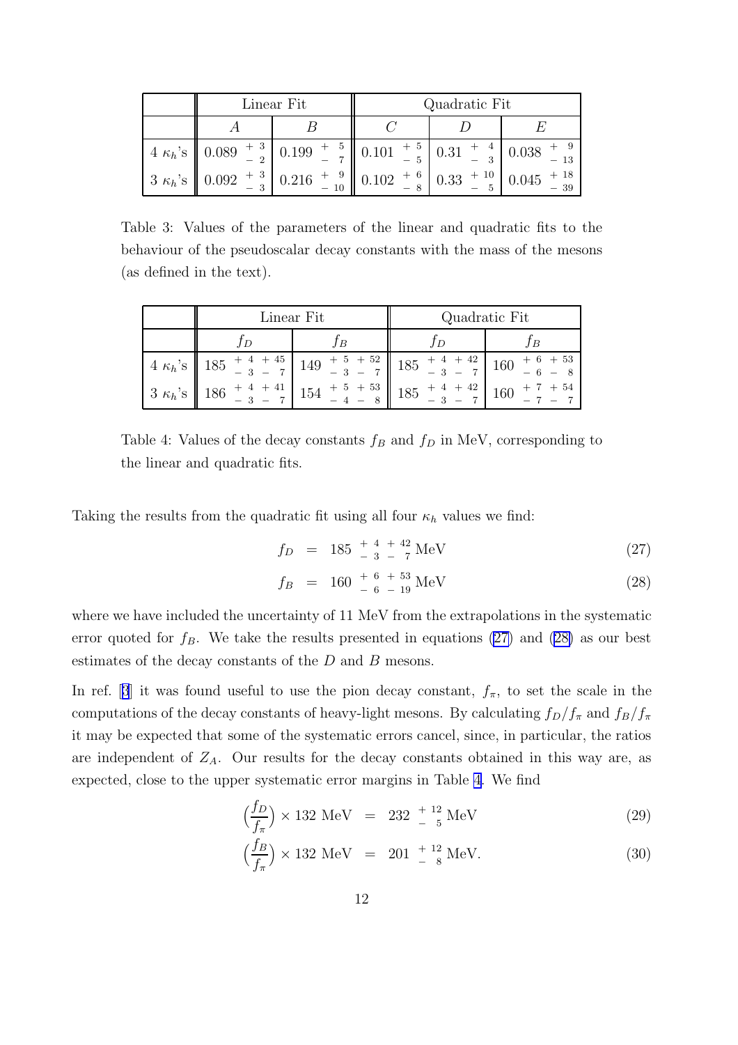| | Linear Fit | | Quadratic Fit | | |
|---|---|---|---|---|---|
| | $A$ | $B$ | $C$ | $D$ | $E$ |
| 4 $\kappa_h$'s | $0.089\ ^{+\ 3}_{-\ 2}$ | $0.199\ ^{+\ \ 5}_{-\ \ 7}$ | $0.101\ ^{+\ 5}_{-\ 5}$ | $0.31\ ^{+\ \ 4}_{-\ \ 3}$ | $0.038\ ^{+\ \ 9}_{-\ 13}$ |
| 3 $\kappa_h$'s | $0.092\ ^{+\ 3}_{-\ 3}$ | $0.216\ ^{+\ \ 9}_{-\ 10}$ | $0.102\ ^{+\ 6}_{-\ 8}$ | $0.33\ ^{+\ 10}_{-\ \ 5}$ | $0.045\ ^{+\ 18}_{-\ 39}$ |

Table 3: Values of the parameters of the linear and quadratic fits to the behaviour of the pseudoscalar decay constants with the mass of the mesons (as defined in the text).

| | Linear Fit | | Quadratic Fit | |
|---|---|---|---|---|
| | $f_D$ | $f_B$ | $f_D$ | $f_B$ |
| 4 $\kappa_h$'s | $185\ ^{+\ 4\ +\ 45}_{-\ 3\ -\ \ 7}$ | $149\ ^{+\ 5\ +\ 52}_{-\ 3\ -\ \ 7}$ | $185\ ^{+\ 4\ +\ 42}_{-\ 3\ -\ \ 7}$ | $160\ ^{+\ 6\ +\ 53}_{-\ 6\ -\ \ 8}$ |
| 3 $\kappa_h$'s | $186\ ^{+\ 4\ +\ 41}_{-\ 3\ -\ \ 7}$ | $154\ ^{+\ 5\ +\ 53}_{-\ 4\ -\ \ 8}$ | $185\ ^{+\ 4\ +\ 42}_{-\ 3\ -\ \ 7}$ | $160\ ^{+\ 7\ +\ 54}_{-\ 7\ -\ \ 7}$ |

Table 4: Values of the decay constants $f_B$ and $f_D$ in MeV, corresponding to the linear and quadratic fits.

Taking the results from the quadratic fit using all four $\kappa_h$ values we find:

$$f_D \;=\; 185\ ^{+\ 4\ +\ 42}_{-\ 3\ -\ \ 7}\ \mathrm{MeV} \tag{27}$$

$$f_B \;=\; 160\ ^{+\ 6\ +\ 53}_{-\ 6\ -\ 19}\ \mathrm{MeV} \tag{28}$$

where we have included the uncertainty of 11 MeV from the extrapolations in the systematic error quoted for $f_B$. We take the results presented in equations (27) and (28) as our best estimates of the decay constants of the $D$ and $B$ mesons.

In ref. [3] it was found useful to use the pion decay constant, $f_\pi$, to set the scale in the computations of the decay constants of heavy-light mesons. By calculating $f_D/f_\pi$ and $f_B/f_\pi$ it may be expected that some of the systematic errors cancel, since, in particular, the ratios are independent of $Z_A$. Our results for the decay constants obtained in this way are, as expected, close to the upper systematic error margins in Table 4. We find

$$\Big(\frac{f_D}{f_\pi}\Big) \times 132\ \mathrm{MeV} \;=\; 232\ ^{+\ 12}_{-\ \ 5}\ \mathrm{MeV} \tag{29}$$

$$\Big(\frac{f_B}{f_\pi}\Big) \times 132\ \mathrm{MeV} \;=\; 201\ ^{+\ 12}_{-\ \ 8}\ \mathrm{MeV}. \tag{30}$$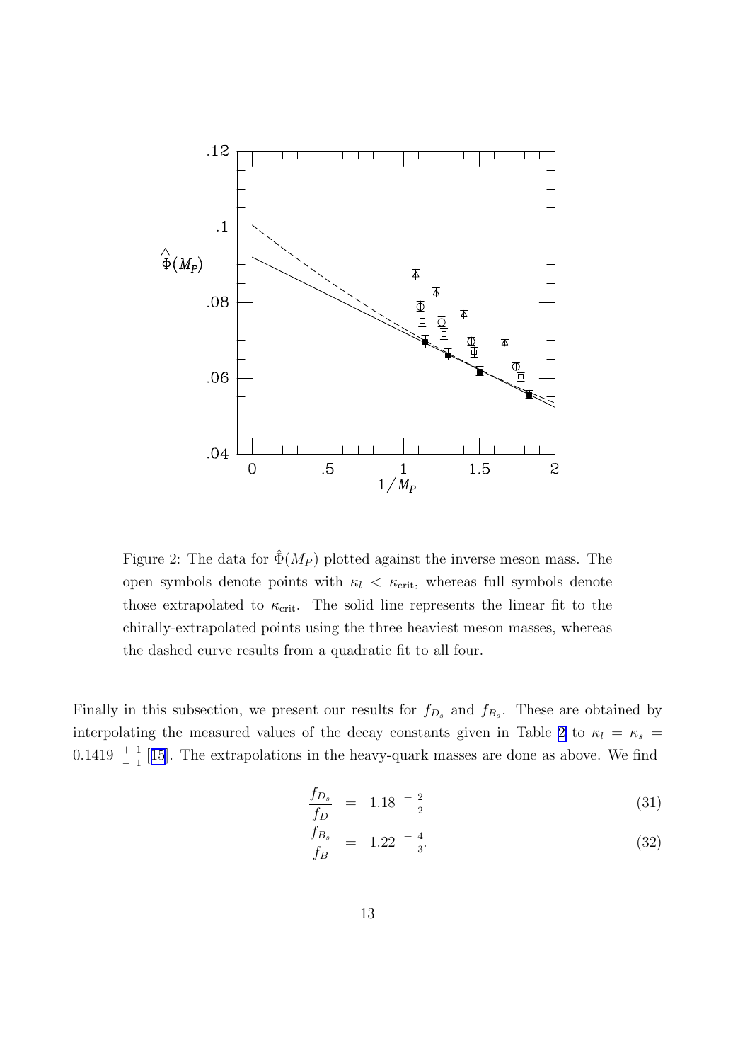Figure 2: The data for $\hat{\Phi}(M_P)$ plotted against the inverse meson mass. The open symbols denote points with $\kappa_l < \kappa_{\rm crit}$, whereas full symbols denote those extrapolated to $\kappa_{\rm crit}$. The solid line represents the linear fit to the chirally-extrapolated points using the three heaviest meson masses, whereas the dashed curve results from a quadratic fit to all four.

Finally in this subsection, we present our results for $f_{D_s}$ and $f_{B_s}$. These are obtained by interpolating the measured values of the decay constants given in Table 2 to $\kappa_l = \kappa_s = 0.1419 \; ^{+\,1}_{-\,1}$ [15]. The extrapolations in the heavy-quark masses are done as above. We find

$$\frac{f_{D_s}}{f_D} \;=\; 1.18 \;^{+\,2}_{-\,2} \tag{31}$$

$$\frac{f_{B_s}}{f_B} \;=\; 1.22 \;^{+\,4}_{-\,3}. \tag{32}$$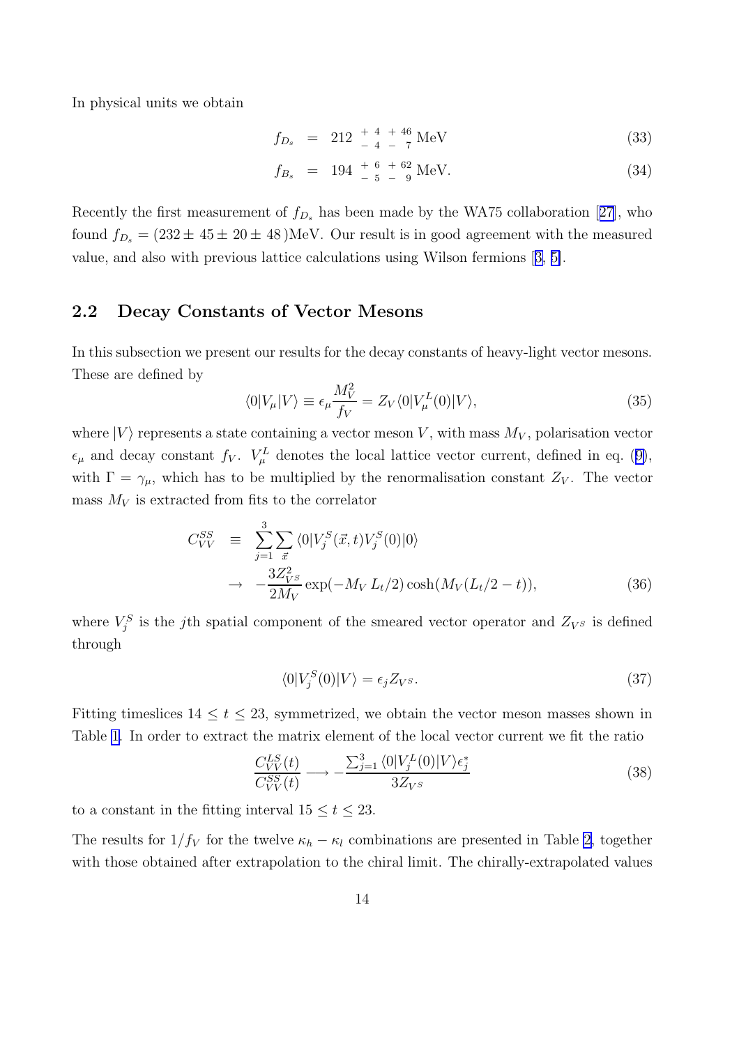In physical units we obtain

$$f_{D_s} = 212 \ {}^{+\,4}_{-\,4} \ {}^{+\,46}_{-\,\,7} \ \text{MeV} \tag{33}$$

$$f_{B_s} = 194 \ {}^{+\,6}_{-\,5} \ {}^{+\,62}_{-\,\,9} \ \text{MeV}. \tag{34}$$

Recently the first measurement of $f_{D_s}$ has been made by the WA75 collaboration [27], who found $f_{D_s} = (232 \pm 45 \pm 20 \pm 48)$MeV. Our result is in good agreement with the measured value, and also with previous lattice calculations using Wilson fermions [3, 5].

## 2.2 Decay Constants of Vector Mesons

In this subsection we present our results for the decay constants of heavy-light vector mesons. These are defined by

$$\langle 0|V_\mu|V\rangle \equiv \epsilon_\mu \frac{M_V^2}{f_V} = Z_V \langle 0|V_\mu^L(0)|V\rangle, \tag{35}$$

where $|V\rangle$ represents a state containing a vector meson $V$, with mass $M_V$, polarisation vector $\epsilon_\mu$ and decay constant $f_V$. $V_\mu^L$ denotes the local lattice vector current, defined in eq. (9), with $\Gamma = \gamma_\mu$, which has to be multiplied by the renormalisation constant $Z_V$. The vector mass $M_V$ is extracted from fits to the correlator

$$\begin{aligned} C_{VV}^{SS} &\equiv \sum_{j=1}^{3} \sum_{\vec{x}} \langle 0|V_j^S(\vec{x},t) V_j^S(0)|0\rangle \\ &\rightarrow -\frac{3 Z_{V^S}^2}{2M_V} \exp(-M_V\, L_t/2) \cosh(M_V(L_t/2 - t)), \end{aligned} \tag{36}$$

where $V_j^S$ is the $j$th spatial component of the smeared vector operator and $Z_{V^S}$ is defined through

$$\langle 0|V_j^S(0)|V\rangle = \epsilon_j Z_{V^S}. \tag{37}$$

Fitting timeslices $14 \leq t \leq 23$, symmetrized, we obtain the vector meson masses shown in Table 1. In order to extract the matrix element of the local vector current we fit the ratio

$$\frac{C_{VV}^{LS}(t)}{C_{VV}^{SS}(t)} \longrightarrow -\frac{\sum_{j=1}^{3} \langle 0|V_j^L(0)|V\rangle \epsilon_j^*}{3 Z_{V^S}} \tag{38}$$

to a constant in the fitting interval $15 \leq t \leq 23$.

The results for $1/f_V$ for the twelve $\kappa_h - \kappa_l$ combinations are presented in Table 2, together with those obtained after extrapolation to the chiral limit. The chirally-extrapolated values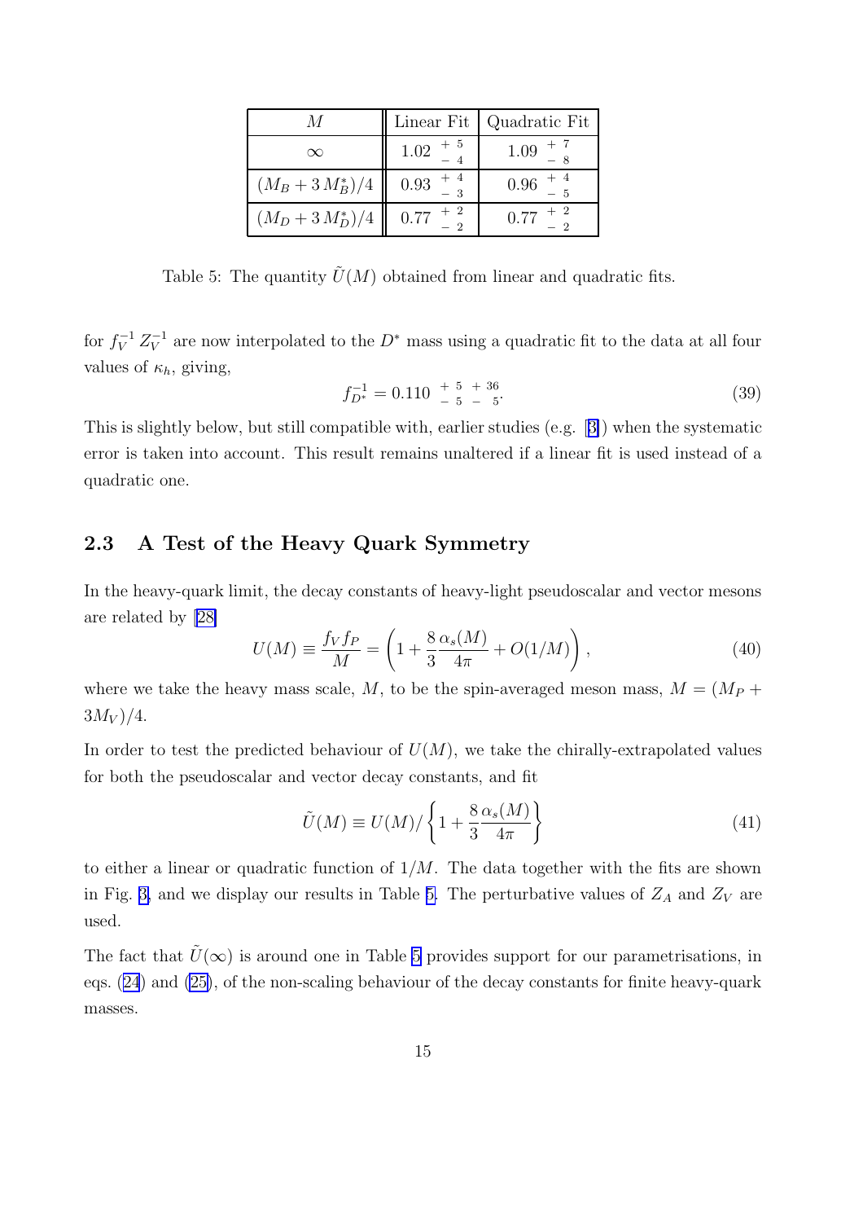| $M$ | Linear Fit | Quadratic Fit |
|---|---|---|
| $\infty$ | $1.02 \begin{smallmatrix} +\ 5 \\ -\ 4 \end{smallmatrix}$ | $1.09 \begin{smallmatrix} +\ 7 \\ -\ 8 \end{smallmatrix}$ |
| $(M_B + 3\, M_B^*)/4$ | $0.93 \begin{smallmatrix} +\ 4 \\ -\ 3 \end{smallmatrix}$ | $0.96 \begin{smallmatrix} +\ 4 \\ -\ 5 \end{smallmatrix}$ |
| $(M_D + 3\, M_D^*)/4$ | $0.77 \begin{smallmatrix} +\ 2 \\ -\ 2 \end{smallmatrix}$ | $0.77 \begin{smallmatrix} +\ 2 \\ -\ 2 \end{smallmatrix}$ |

Table 5: The quantity $\tilde{U}(M)$ obtained from linear and quadratic fits.

for $f_V^{-1}\, Z_V^{-1}$ are now interpolated to the $D^*$ mass using a quadratic fit to the data at all four values of $\kappa_h$, giving,

$$f_{D^*}^{-1} = 0.110 \begin{smallmatrix} +\ 5 \\ -\ 5 \end{smallmatrix} \begin{smallmatrix} +\ 36 \\ -\ 5 \end{smallmatrix}. \tag{39}$$

This is slightly below, but still compatible with, earlier studies (e.g. [3]) when the systematic error is taken into account. This result remains unaltered if a linear fit is used instead of a quadratic one.

### 2.3 A Test of the Heavy Quark Symmetry

In the heavy-quark limit, the decay constants of heavy-light pseudoscalar and vector mesons are related by [28]

$$U(M) \equiv \frac{f_V f_P}{M} = \left(1 + \frac{8}{3}\frac{\alpha_s(M)}{4\pi} + O(1/M)\right), \tag{40}$$

where we take the heavy mass scale, $M$, to be the spin-averaged meson mass, $M = (M_P + 3M_V)/4$.

In order to test the predicted behaviour of $U(M)$, we take the chirally-extrapolated values for both the pseudoscalar and vector decay constants, and fit

$$\tilde{U}(M) \equiv U(M)/\left\{1 + \frac{8}{3}\frac{\alpha_s(M)}{4\pi}\right\} \tag{41}$$

to either a linear or quadratic function of $1/M$. The data together with the fits are shown in Fig. 3, and we display our results in Table 5. The perturbative values of $Z_A$ and $Z_V$ are used.

The fact that $\tilde{U}(\infty)$ is around one in Table 5 provides support for our parametrisations, in eqs. (24) and (25), of the non-scaling behaviour of the decay constants for finite heavy-quark masses.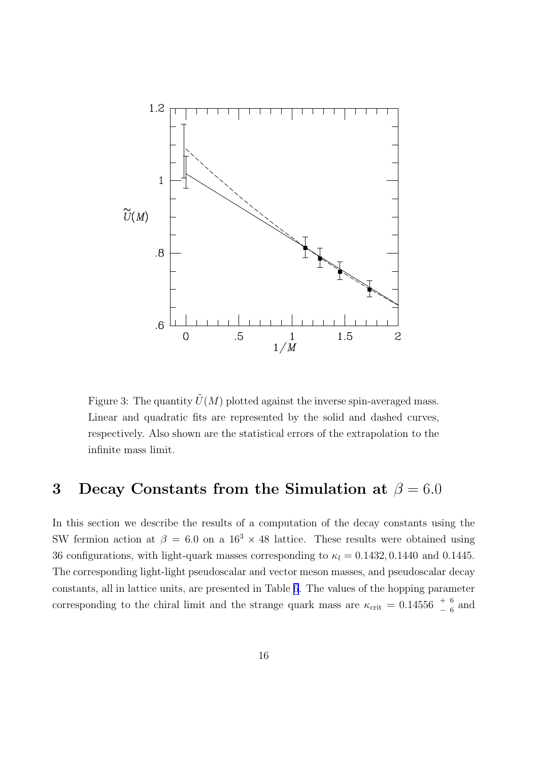Figure 3: The quantity $\tilde{U}(M)$ plotted against the inverse spin-averaged mass. Linear and quadratic fits are represented by the solid and dashed curves, respectively. Also shown are the statistical errors of the extrapolation to the infinite mass limit.

# 3 Decay Constants from the Simulation at $\beta = 6.0$

In this section we describe the results of a computation of the decay constants using the SW fermion action at $\beta = 6.0$ on a $16^3 \times 48$ lattice. These results were obtained using 36 configurations, with light-quark masses corresponding to $\kappa_l = 0.1432, 0.1440$ and $0.1445$. The corresponding light-light pseudoscalar and vector meson masses, and pseudoscalar decay constants, all in lattice units, are presented in Table 6. The values of the hopping parameter corresponding to the chiral limit and the strange quark mass are $\kappa_{\rm crit} = 0.14556\ ^{+\ 6}_{-\ 6}$ and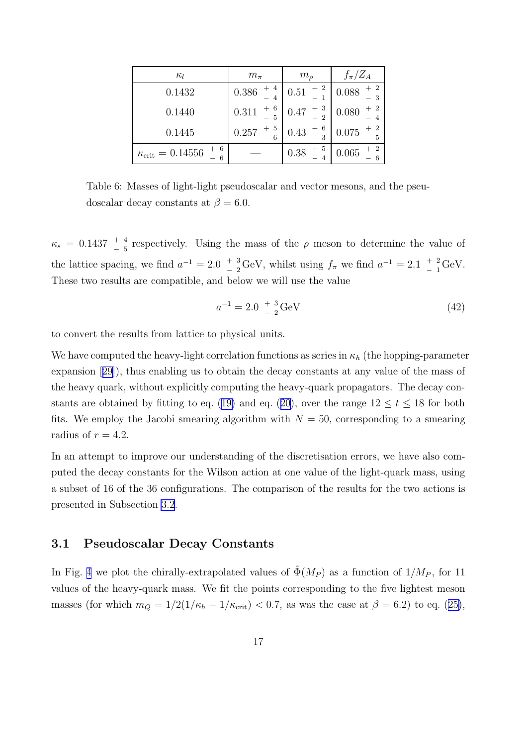| $\kappa_l$ | $m_\pi$ | $m_\rho$ | $f_\pi/Z_A$ |
|---|---|---|---|
| 0.1432 | $0.386\ ^{+\ 4}_{-\ 4}$ | $0.51\ ^{+\ 2}_{-\ 1}$ | $0.088\ ^{+\ 2}_{-\ 3}$ |
| 0.1440 | $0.311\ ^{+\ 6}_{-\ 5}$ | $0.47\ ^{+\ 3}_{-\ 2}$ | $0.080\ ^{+\ 2}_{-\ 4}$ |
| 0.1445 | $0.257\ ^{+\ 5}_{-\ 6}$ | $0.43\ ^{+\ 6}_{-\ 3}$ | $0.075\ ^{+\ 2}_{-\ 5}$ |
| $\kappa_{\rm crit} = 0.14556\ ^{+\ 6}_{-\ 6}$ | — | $0.38\ ^{+\ 5}_{-\ 4}$ | $0.065\ ^{+\ 2}_{-\ 6}$ |

Table 6: Masses of light-light pseudoscalar and vector mesons, and the pseudoscalar decay constants at $\beta = 6.0$.

$\kappa_s = 0.1437\ ^{+\ 4}_{-\ 5}$ respectively. Using the mass of the $\rho$ meson to determine the value of the lattice spacing, we find $a^{-1} = 2.0\ ^{+\ 3}_{-\ 2}\,$GeV, whilst using $f_\pi$ we find $a^{-1} = 2.1\ ^{+\ 2}_{-\ 1}\,$GeV. These two results are compatible, and below we will use the value

$$a^{-1} = 2.0\ ^{+\ 3}_{-\ 2}\,\text{GeV} \tag{42}$$

to convert the results from lattice to physical units.

We have computed the heavy-light correlation functions as series in $\kappa_h$ (the hopping-parameter expansion [29]), thus enabling us to obtain the decay constants at any value of the mass of the heavy quark, without explicitly computing the heavy-quark propagators. The decay constants are obtained by fitting to eq. (19) and eq. (20), over the range $12 \le t \le 18$ for both fits. We employ the Jacobi smearing algorithm with $N = 50$, corresponding to a smearing radius of $r = 4.2$.

In an attempt to improve our understanding of the discretisation errors, we have also computed the decay constants for the Wilson action at one value of the light-quark mass, using a subset of 16 of the 36 configurations. The comparison of the results for the two actions is presented in Subsection 3.2.

### 3.1 Pseudoscalar Decay Constants

In Fig. 4 we plot the chirally-extrapolated values of $\hat{\Phi}(M_P)$ as a function of $1/M_P$, for 11 values of the heavy-quark mass. We fit the points corresponding to the five lightest meson masses (for which $m_Q = 1/2(1/\kappa_h - 1/\kappa_{\rm crit}) < 0.7$, as was the case at $\beta = 6.2$) to eq. (25),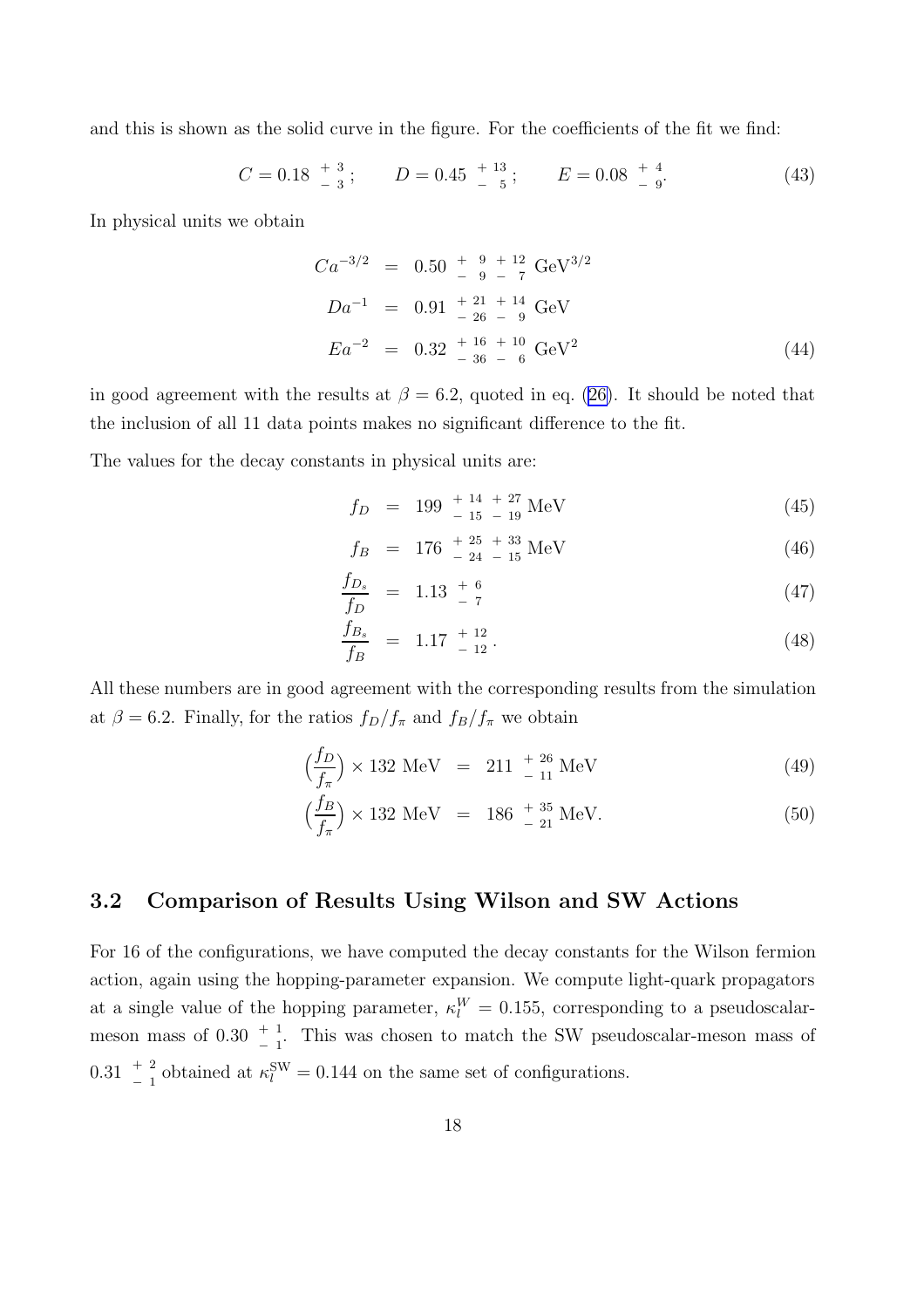and this is shown as the solid curve in the figure. For the coefficients of the fit we find:

$$C = 0.18 \ {}^{+\ 3}_{-\ 3}\,; \qquad D = 0.45 \ {}^{+\ 13}_{-\ \ 5}\,; \qquad E = 0.08 \ {}^{+\ 4}_{-\ 9}. \tag{43}$$

In physical units we obtain

$$\begin{aligned} Ca^{-3/2} &= 0.50 \ {}^{+\ \ 9}_{-\ \ 9}\ {}^{+\ 12}_{-\ \ 7}\ \mathrm{GeV}^{3/2} \\ Da^{-1} &= 0.91 \ {}^{+\ 21}_{-\ 26}\ {}^{+\ 14}_{-\ \ 9}\ \mathrm{GeV} \\ Ea^{-2} &= 0.32 \ {}^{+\ 16}_{-\ 36}\ {}^{+\ 10}_{-\ \ 6}\ \mathrm{GeV}^2 \end{aligned} \tag{44}$$

in good agreement with the results at $\beta = 6.2$, quoted in eq. (26). It should be noted that the inclusion of all 11 data points makes no significant difference to the fit.

The values for the decay constants in physical units are:

$$f_D = 199 \ {}^{+\ 14}_{-\ 15}\ {}^{+\ 27}_{-\ 19}\ \mathrm{MeV} \tag{45}$$

$$f_B = 176 \ {}^{+\ 25}_{-\ 24}\ {}^{+\ 33}_{-\ 15}\ \mathrm{MeV} \tag{46}$$

$$\frac{f_{D_s}}{f_D} = 1.13 \ {}^{+\ 6}_{-\ 7} \tag{47}$$

$$\frac{f_{B_s}}{f_B} = 1.17 \ {}^{+\ 12}_{-\ 12}\,. \tag{48}$$

All these numbers are in good agreement with the corresponding results from the simulation at $\beta = 6.2$. Finally, for the ratios $f_D/f_\pi$ and $f_B/f_\pi$ we obtain

$$\Big(\frac{f_D}{f_\pi}\Big) \times 132\ \mathrm{MeV} = 211 \ {}^{+\ 26}_{-\ 11}\ \mathrm{MeV} \tag{49}$$

$$\Big(\frac{f_B}{f_\pi}\Big) \times 132\ \mathrm{MeV} = 186 \ {}^{+\ 35}_{-\ 21}\ \mathrm{MeV}. \tag{50}$$

### 3.2 Comparison of Results Using Wilson and SW Actions

For 16 of the configurations, we have computed the decay constants for the Wilson fermion action, again using the hopping-parameter expansion. We compute light-quark propagators at a single value of the hopping parameter, $\kappa_l^W = 0.155$, corresponding to a pseudoscalar-meson mass of $0.30 \ {}^{+\ 1}_{-\ 1}$. This was chosen to match the SW pseudoscalar-meson mass of $0.31 \ {}^{+\ 2}_{-\ 1}$ obtained at $\kappa_l^{\mathrm{SW}} = 0.144$ on the same set of configurations.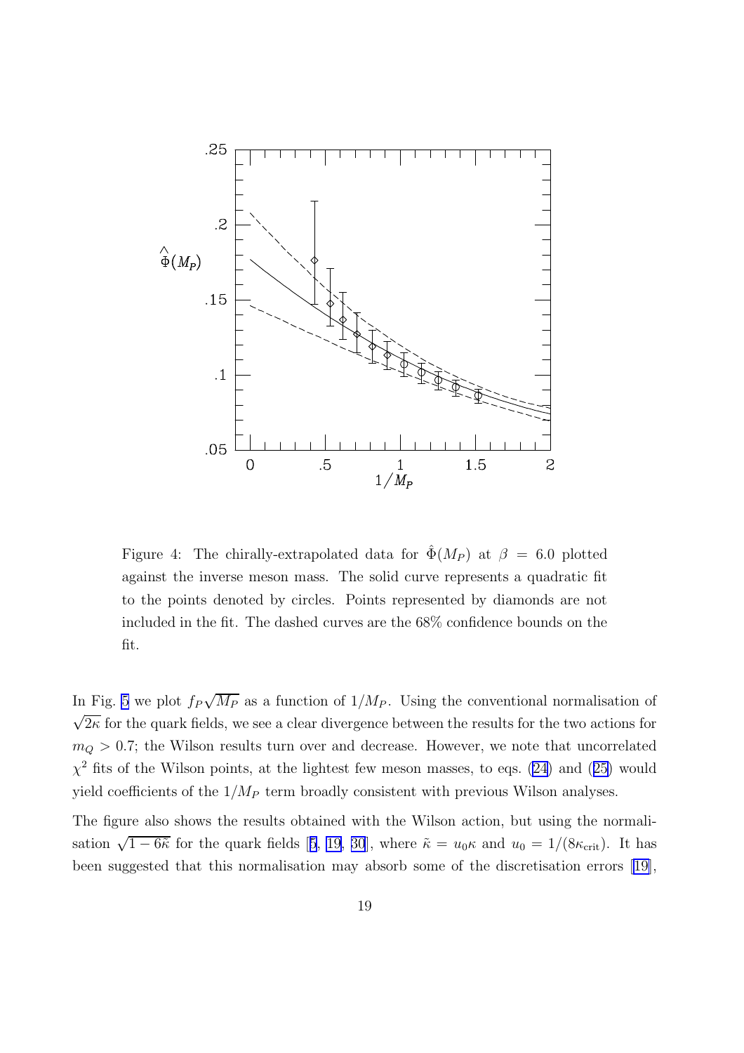Figure 4: The chirally-extrapolated data for $\hat{\Phi}(M_P)$ at $\beta = 6.0$ plotted against the inverse meson mass. The solid curve represents a quadratic fit to the points denoted by circles. Points represented by diamonds are not included in the fit. The dashed curves are the 68% confidence bounds on the fit.

In Fig. 5 we plot $f_P\sqrt{M_P}$ as a function of $1/M_P$. Using the conventional normalisation of $\sqrt{2\kappa}$ for the quark fields, we see a clear divergence between the results for the two actions for $m_Q > 0.7$; the Wilson results turn over and decrease. However, we note that uncorrelated $\chi^2$ fits of the Wilson points, at the lightest few meson masses, to eqs. (24) and (25) would yield coefficients of the $1/M_P$ term broadly consistent with previous Wilson analyses.

The figure also shows the results obtained with the Wilson action, but using the normalisation $\sqrt{1 - 6\tilde{\kappa}}$ for the quark fields [5, 19, 30], where $\tilde{\kappa} = u_0\kappa$ and $u_0 = 1/(8\kappa_{\mathrm{crit}})$. It has been suggested that this normalisation may absorb some of the discretisation errors [19],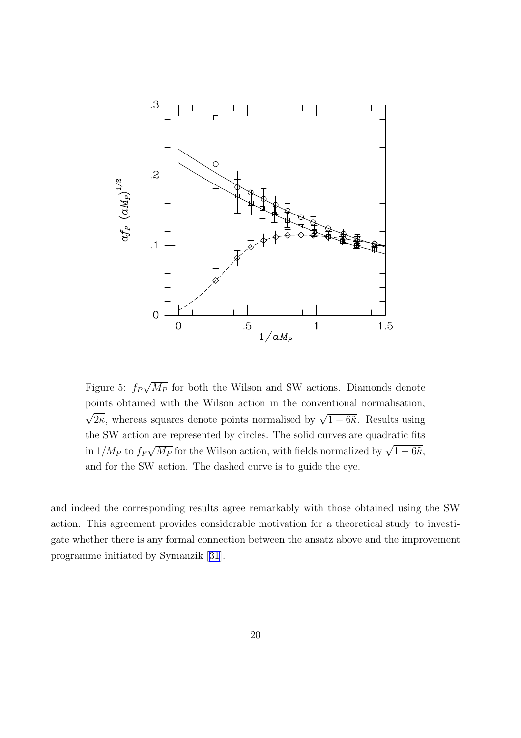Figure 5: $f_P\sqrt{M_P}$ for both the Wilson and SW actions. Diamonds denote points obtained with the Wilson action in the conventional normalisation, $\sqrt{2\kappa}$, whereas squares denote points normalised by $\sqrt{1-6\tilde{\kappa}}$. Results using the SW action are represented by circles. The solid curves are quadratic fits in $1/M_P$ to $f_P\sqrt{M_P}$ for the Wilson action, with fields normalized by $\sqrt{1-6\tilde{\kappa}}$, and for the SW action. The dashed curve is to guide the eye.

and indeed the corresponding results agree remarkably with those obtained using the SW action. This agreement provides considerable motivation for a theoretical study to investigate whether there is any formal connection between the ansatz above and the improvement programme initiated by Symanzik [31].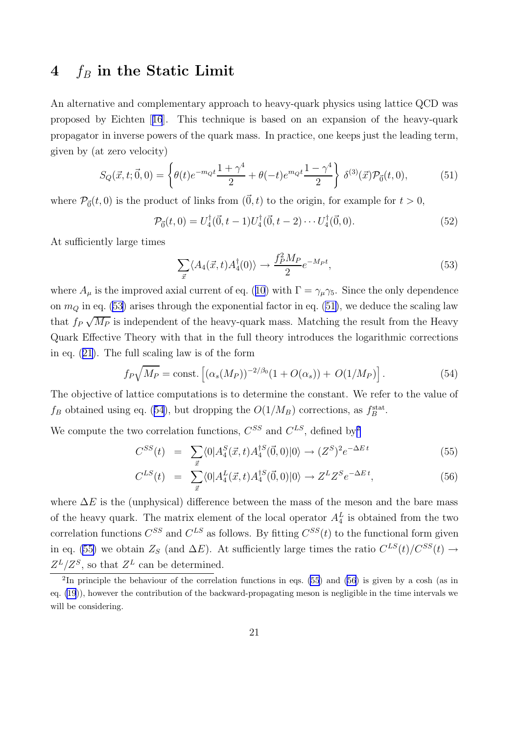# 4 $f_B$ in the Static Limit

An alternative and complementary approach to heavy-quark physics using lattice QCD was proposed by Eichten [16]. This technique is based on an expansion of the heavy-quark propagator in inverse powers of the quark mass. In practice, one keeps just the leading term, given by (at zero velocity)

$$S_Q(\vec{x},t;\vec{0},0) = \left\{\theta(t)e^{-m_Q t}\frac{1+\gamma^4}{2} + \theta(-t)e^{m_Q t}\frac{1-\gamma^4}{2}\right\}\delta^{(3)}(\vec{x})\mathcal{P}_{\vec{0}}(t,0), \tag{51}$$

where $\mathcal{P}_{\vec{0}}(t,0)$ is the product of links from $(\vec{0},t)$ to the origin, for example for $t>0$,

$$\mathcal{P}_{\vec{0}}(t,0) = U_4^\dagger(\vec{0},t-1)U_4^\dagger(\vec{0},t-2)\cdots U_4^\dagger(\vec{0},0). \tag{52}$$

At sufficiently large times

$$\sum_{\vec{x}}\langle A_4(\vec{x},t)A_4^\dagger(0)\rangle \to \frac{f_P^2 M_P}{2}e^{-M_P t}, \tag{53}$$

where $A_\mu$ is the improved axial current of eq. (10) with $\Gamma=\gamma_\mu\gamma_5$. Since the only dependence on $m_Q$ in eq. (53) arises through the exponential factor in eq. (51), we deduce the scaling law that $f_P\sqrt{M_P}$ is independent of the heavy-quark mass. Matching the result from the Heavy Quark Effective Theory with that in the full theory introduces the logarithmic corrections in eq. (21). The full scaling law is of the form

$$f_P\sqrt{M_P} = \text{const.}\left[(\alpha_s(M_P))^{-2/\beta_0}(1+O(\alpha_s)) + O(1/M_P)\right]. \tag{54}$$

The objective of lattice computations is to determine the constant. We refer to the value of $f_B$ obtained using eq. (54), but dropping the $O(1/M_B)$ corrections, as $f_B^{\text{stat}}$.

We compute the two correlation functions, $C^{SS}$ and $C^{LS}$, defined by[2]

$$C^{SS}(t) = \sum_{\vec{x}}\langle 0|A_4^S(\vec{x},t)A_4^{\dagger S}(\vec{0},0)|0\rangle \to (Z^S)^2 e^{-\Delta E\, t} \tag{55}$$

$$C^{LS}(t) = \sum_{\vec{x}}\langle 0|A_4^L(\vec{x},t)A_4^{\dagger S}(\vec{0},0)|0\rangle \to Z^L Z^S e^{-\Delta E\, t}, \tag{56}$$

where $\Delta E$ is the (unphysical) difference between the mass of the meson and the bare mass of the heavy quark. The matrix element of the local operator $A_4^L$ is obtained from the two correlation functions $C^{SS}$ and $C^{LS}$ as follows. By fitting $C^{SS}(t)$ to the functional form given in eq. (55) we obtain $Z_S$ (and $\Delta E$). At sufficiently large times the ratio $C^{LS}(t)/C^{SS}(t) \to Z^L/Z^S$, so that $Z^L$ can be determined.

[2] In principle the behaviour of the correlation functions in eqs. (55) and (56) is given by a cosh (as in eq. (19)), however the contribution of the backward-propagating meson is negligible in the time intervals we will be considering.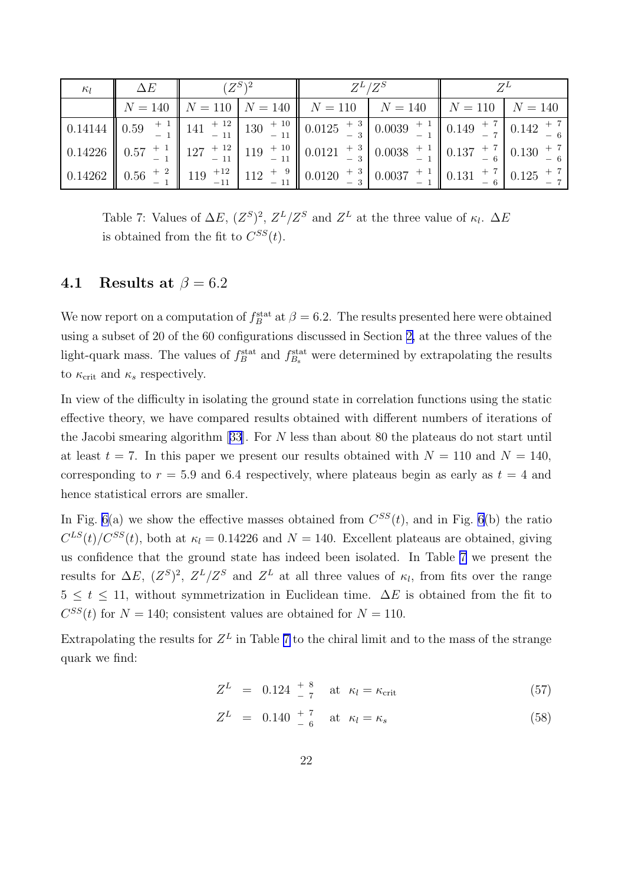| $\kappa_l$ | $\Delta E$ | $(Z^S)^2$ | | $Z^L/Z^S$ | | $Z^L$ | |
|---|---|---|---|---|---|---|---|
| | $N=140$ | $N=110$ | $N=140$ | $N=110$ | $N=140$ | $N=110$ | $N=140$ |
| 0.14144 | $0.59\ ^{+\,1}_{-\,1}$ | $141\ ^{+\,12}_{-\,11}$ | $130\ ^{+\,10}_{-\,11}$ | $0.0125\ ^{+\,3}_{-\,3}$ | $0.0039\ ^{+\,1}_{-\,1}$ | $0.149\ ^{+\,7}_{-\,7}$ | $0.142\ ^{+\,7}_{-\,6}$ |
| 0.14226 | $0.57\ ^{+\,1}_{-\,1}$ | $127\ ^{+\,12}_{-\,11}$ | $119\ ^{+\,10}_{-\,11}$ | $0.0121\ ^{+\,3}_{-\,3}$ | $0.0038\ ^{+\,1}_{-\,1}$ | $0.137\ ^{+\,7}_{-\,6}$ | $0.130\ ^{+\,7}_{-\,6}$ |
| 0.14262 | $0.56\ ^{+\,2}_{-\,1}$ | $119\ ^{+12}_{-11}$ | $112\ ^{+\,9}_{-\,11}$ | $0.0120\ ^{+\,3}_{-\,3}$ | $0.0037\ ^{+\,1}_{-\,1}$ | $0.131\ ^{+\,7}_{-\,6}$ | $0.125\ ^{+\,7}_{-\,7}$ |

Table 7: Values of $\Delta E$, $(Z^S)^2$, $Z^L/Z^S$ and $Z^L$ at the three value of $\kappa_l$. $\Delta E$ is obtained from the fit to $C^{SS}(t)$.

### 4.1 Results at $\beta = 6.2$

We now report on a computation of $f_B^{\rm stat}$ at $\beta = 6.2$. The results presented here were obtained using a subset of 20 of the 60 configurations discussed in Section 2, at the three values of the light-quark mass. The values of $f_B^{\rm stat}$ and $f_{B_s}^{\rm stat}$ were determined by extrapolating the results to $\kappa_{\rm crit}$ and $\kappa_s$ respectively.

In view of the difficulty in isolating the ground state in correlation functions using the static effective theory, we have compared results obtained with different numbers of iterations of the Jacobi smearing algorithm [33]. For $N$ less than about 80 the plateaus do not start until at least $t = 7$. In this paper we present our results obtained with $N = 110$ and $N = 140$, corresponding to $r = 5.9$ and 6.4 respectively, where plateaus begin as early as $t = 4$ and hence statistical errors are smaller.

In Fig. 6(a) we show the effective masses obtained from $C^{SS}(t)$, and in Fig. 6(b) the ratio $C^{LS}(t)/C^{SS}(t)$, both at $\kappa_l = 0.14226$ and $N = 140$. Excellent plateaus are obtained, giving us confidence that the ground state has indeed been isolated. In Table 7 we present the results for $\Delta E$, $(Z^S)^2$, $Z^L/Z^S$ and $Z^L$ at all three values of $\kappa_l$, from fits over the range $5 \leq t \leq 11$, without symmetrization in Euclidean time. $\Delta E$ is obtained from the fit to $C^{SS}(t)$ for $N = 140$; consistent values are obtained for $N = 110$.

Extrapolating the results for $Z^L$ in Table 7 to the chiral limit and to the mass of the strange quark we find:

$$Z^L \;=\; 0.124\ ^{+\,8}_{-\,7} \quad \text{at} \;\; \kappa_l = \kappa_{\rm crit} \tag{57}$$

$$Z^L \;=\; 0.140\ ^{+\,7}_{-\,6} \quad \text{at} \;\; \kappa_l = \kappa_s \tag{58}$$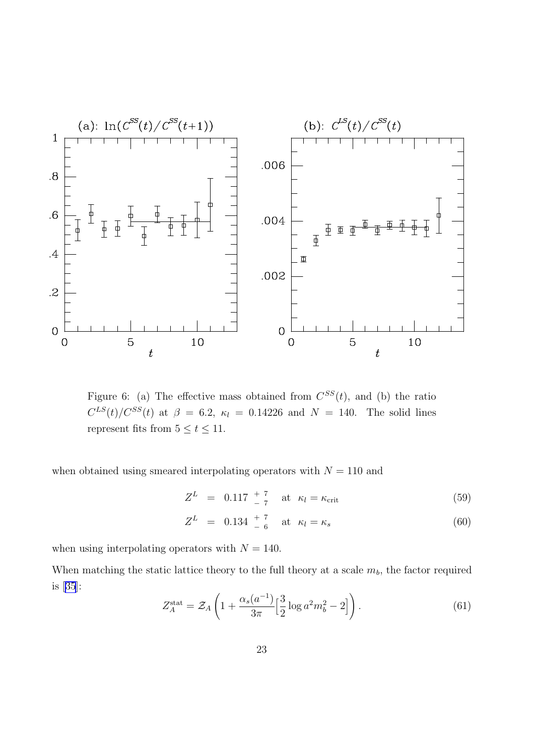Figure 6: (a) The effective mass obtained from $C^{SS}(t)$, and (b) the ratio $C^{LS}(t)/C^{SS}(t)$ at $\beta = 6.2$, $\kappa_l = 0.14226$ and $N = 140$. The solid lines represent fits from $5 \leq t \leq 11$.

when obtained using smeared interpolating operators with $N = 110$ and

$$Z^L = 0.117 \ ^{+\,7}_{-\,7} \quad \text{at} \ \ \kappa_l = \kappa_{\text{crit}} \tag{59}$$

$$Z^L = 0.134 \ ^{+\,7}_{-\,6} \quad \text{at} \ \ \kappa_l = \kappa_s \tag{60}$$

when using interpolating operators with $N = 140$.

When matching the static lattice theory to the full theory at a scale $m_b$, the factor required is [35]:

$$Z_A^{\text{stat}} = \mathcal{Z}_A \left( 1 + \frac{\alpha_s(a^{-1})}{3\pi} \Big[ \frac{3}{2} \log a^2 m_b^2 - 2 \Big] \right). \tag{61}$$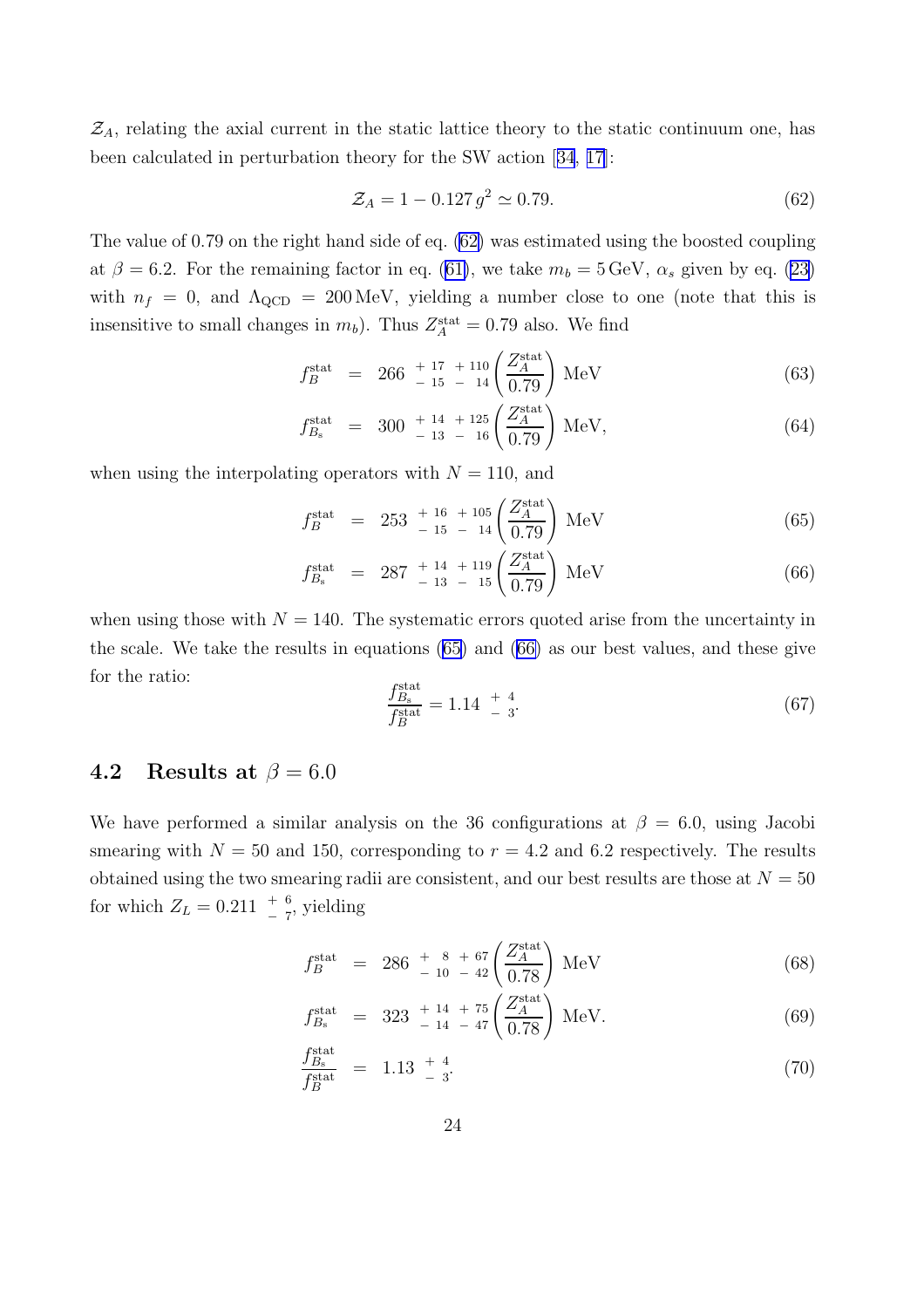$\mathcal{Z}_A$, relating the axial current in the static lattice theory to the static continuum one, has been calculated in perturbation theory for the SW action [34, 17]:

$$\mathcal{Z}_A = 1 - 0.127\, g^2 \simeq 0.79. \tag{62}$$

The value of 0.79 on the right hand side of eq. (62) was estimated using the boosted coupling at $\beta = 6.2$. For the remaining factor in eq. (61), we take $m_b = 5\,\mathrm{GeV}$, $\alpha_s$ given by eq. (23) with $n_f = 0$, and $\Lambda_{\mathrm{QCD}} = 200\,\mathrm{MeV}$, yielding a number close to one (note that this is insensitive to small changes in $m_b$). Thus $Z_A^{\mathrm{stat}} = 0.79$ also. We find

$$f_B^{\mathrm{stat}} = 266 \; {}^{+\,17}_{-\,15} \; {}^{+\,110}_{-\,\;\;14} \left(\frac{Z_A^{\mathrm{stat}}}{0.79}\right) \mathrm{MeV} \tag{63}$$

$$f_{B_s}^{\mathrm{stat}} = 300 \; {}^{+\,14}_{-\,13} \; {}^{+\,125}_{-\,\;\;16} \left(\frac{Z_A^{\mathrm{stat}}}{0.79}\right) \mathrm{MeV}, \tag{64}$$

when using the interpolating operators with $N = 110$, and

$$f_B^{\mathrm{stat}} = 253 \; {}^{+\,16}_{-\,15} \; {}^{+\,105}_{-\,\;\;14} \left(\frac{Z_A^{\mathrm{stat}}}{0.79}\right) \mathrm{MeV} \tag{65}$$

$$f_{B_s}^{\mathrm{stat}} = 287 \; {}^{+\,14}_{-\,13} \; {}^{+\,119}_{-\,\;\;15} \left(\frac{Z_A^{\mathrm{stat}}}{0.79}\right) \mathrm{MeV} \tag{66}$$

when using those with $N = 140$. The systematic errors quoted arise from the uncertainty in the scale. We take the results in equations (65) and (66) as our best values, and these give for the ratio:

$$\frac{f_{B_s}^{\mathrm{stat}}}{f_B^{\mathrm{stat}}} = 1.14 \; {}^{+\,4}_{-\,3}. \tag{67}$$

## 4.2 Results at $\beta = 6.0$

We have performed a similar analysis on the 36 configurations at $\beta = 6.0$, using Jacobi smearing with $N = 50$ and 150, corresponding to $r = 4.2$ and 6.2 respectively. The results obtained using the two smearing radii are consistent, and our best results are those at $N = 50$ for which $Z_L = 0.211 \; {}^{+\,6}_{-\,7}$, yielding

$$f_B^{\mathrm{stat}} = 286 \; {}^{+\;\;8}_{-\,10} \; {}^{+\,67}_{-\,42} \left(\frac{Z_A^{\mathrm{stat}}}{0.78}\right) \mathrm{MeV} \tag{68}$$

$$f_{B_s}^{\mathrm{stat}} = 323 \; {}^{+\,14}_{-\,14} \; {}^{+\,75}_{-\,47} \left(\frac{Z_A^{\mathrm{stat}}}{0.78}\right) \mathrm{MeV}. \tag{69}$$

$$\frac{f_{B_s}^{\mathrm{stat}}}{f_B^{\mathrm{stat}}} = 1.13 \; {}^{+\,4}_{-\,3}. \tag{70}$$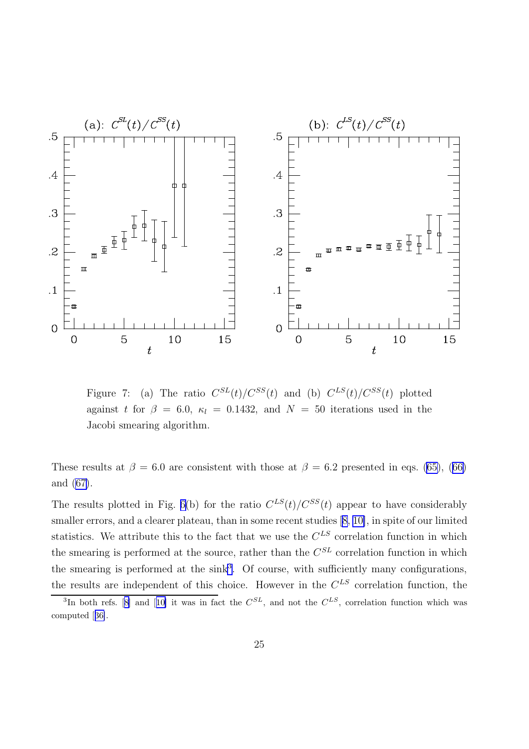Figure 7: (a) The ratio $C^{SL}(t)/C^{SS}(t)$ and (b) $C^{LS}(t)/C^{SS}(t)$ plotted against $t$ for $\beta = 6.0$, $\kappa_l = 0.1432$, and $N = 50$ iterations used in the Jacobi smearing algorithm.

These results at $\beta = 6.0$ are consistent with those at $\beta = 6.2$ presented in eqs. (65), (66) and (67).

The results plotted in Fig. 6(b) for the ratio $C^{LS}(t)/C^{SS}(t)$ appear to have considerably smaller errors, and a clearer plateau, than in some recent studies [8, 10], in spite of our limited statistics. We attribute this to the fact that we use the $C^{LS}$ correlation function in which the smearing is performed at the source, rather than the $C^{SL}$ correlation function in which the smearing is performed at the sink[3]. Of course, with sufficiently many configurations, the results are independent of this choice. However in the $C^{LS}$ correlation function, the

[3] In both refs. [8] and [10] it was in fact the $C^{SL}$, and not the $C^{LS}$, correlation function which was computed [36].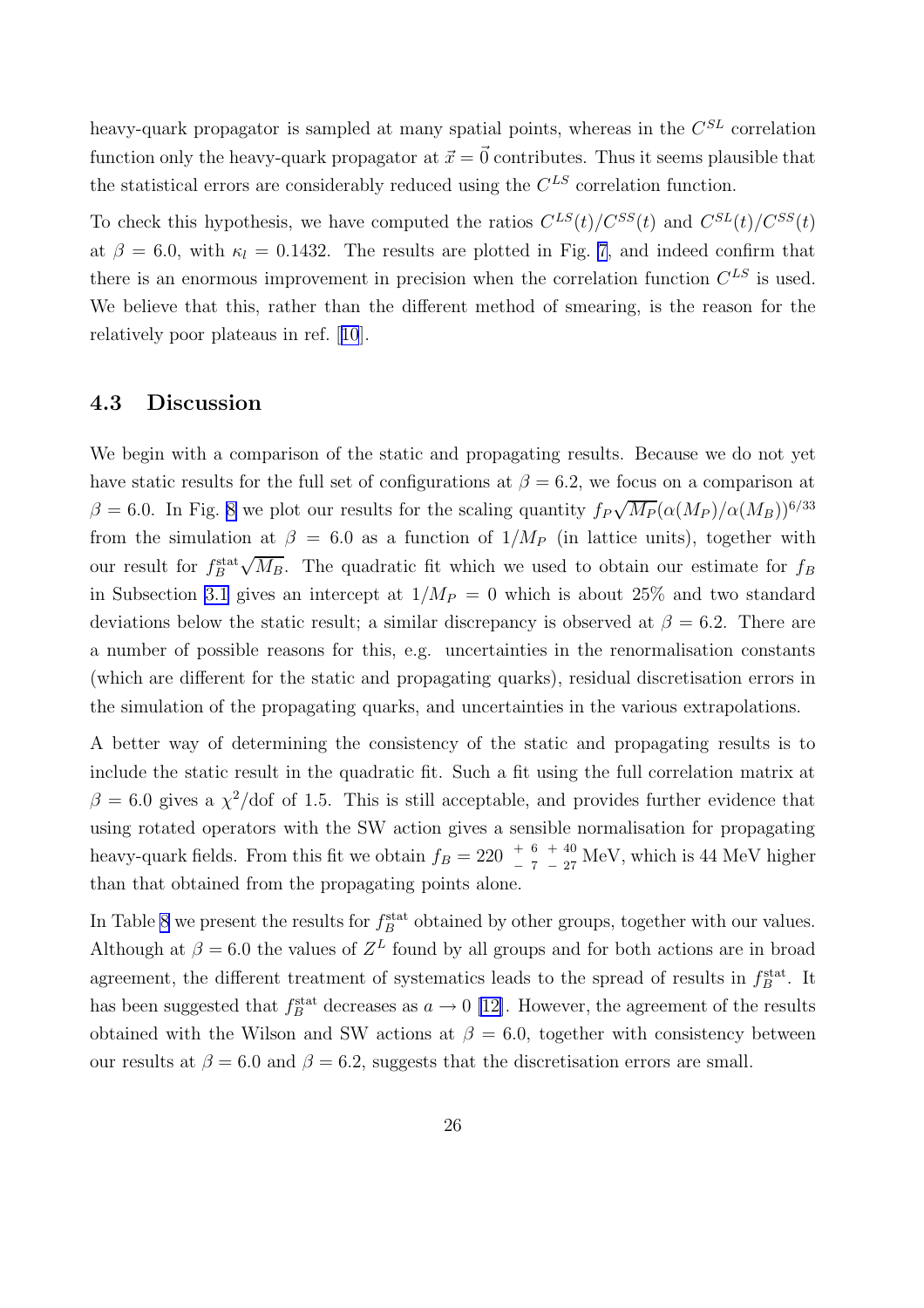heavy-quark propagator is sampled at many spatial points, whereas in the $C^{SL}$ correlation function only the heavy-quark propagator at $\vec{x} = \vec{0}$ contributes. Thus it seems plausible that the statistical errors are considerably reduced using the $C^{LS}$ correlation function.

To check this hypothesis, we have computed the ratios $C^{LS}(t)/C^{SS}(t)$ and $C^{SL}(t)/C^{SS}(t)$ at $\beta = 6.0$, with $\kappa_l = 0.1432$. The results are plotted in Fig. 7, and indeed confirm that there is an enormous improvement in precision when the correlation function $C^{LS}$ is used. We believe that this, rather than the different method of smearing, is the reason for the relatively poor plateaus in ref. [10].

### 4.3 Discussion

We begin with a comparison of the static and propagating results. Because we do not yet have static results for the full set of configurations at $\beta = 6.2$, we focus on a comparison at $\beta = 6.0$. In Fig. 8 we plot our results for the scaling quantity $f_P\sqrt{M_P}(\alpha(M_P)/\alpha(M_B))^{6/33}$ from the simulation at $\beta = 6.0$ as a function of $1/M_P$ (in lattice units), together with our result for $f_B^{\rm stat}\sqrt{M_B}$. The quadratic fit which we used to obtain our estimate for $f_B$ in Subsection 3.1 gives an intercept at $1/M_P = 0$ which is about 25% and two standard deviations below the static result; a similar discrepancy is observed at $\beta = 6.2$. There are a number of possible reasons for this, e.g. uncertainties in the renormalisation constants (which are different for the static and propagating quarks), residual discretisation errors in the simulation of the propagating quarks, and uncertainties in the various extrapolations.

A better way of determining the consistency of the static and propagating results is to include the static result in the quadratic fit. Such a fit using the full correlation matrix at $\beta = 6.0$ gives a $\chi^2$/dof of 1.5. This is still acceptable, and provides further evidence that using rotated operators with the SW action gives a sensible normalisation for propagating heavy-quark fields. From this fit we obtain $f_B = 220 \ ^{+\ 6}_{-\ 7} \ ^{+\ 40}_{-\ 27}$ MeV, which is 44 MeV higher than that obtained from the propagating points alone.

In Table 8 we present the results for $f_B^{\rm stat}$ obtained by other groups, together with our values. Although at $\beta = 6.0$ the values of $Z^L$ found by all groups and for both actions are in broad agreement, the different treatment of systematics leads to the spread of results in $f_B^{\rm stat}$. It has been suggested that $f_B^{\rm stat}$ decreases as $a \to 0$ [12]. However, the agreement of the results obtained with the Wilson and SW actions at $\beta = 6.0$, together with consistency between our results at $\beta = 6.0$ and $\beta = 6.2$, suggests that the discretisation errors are small.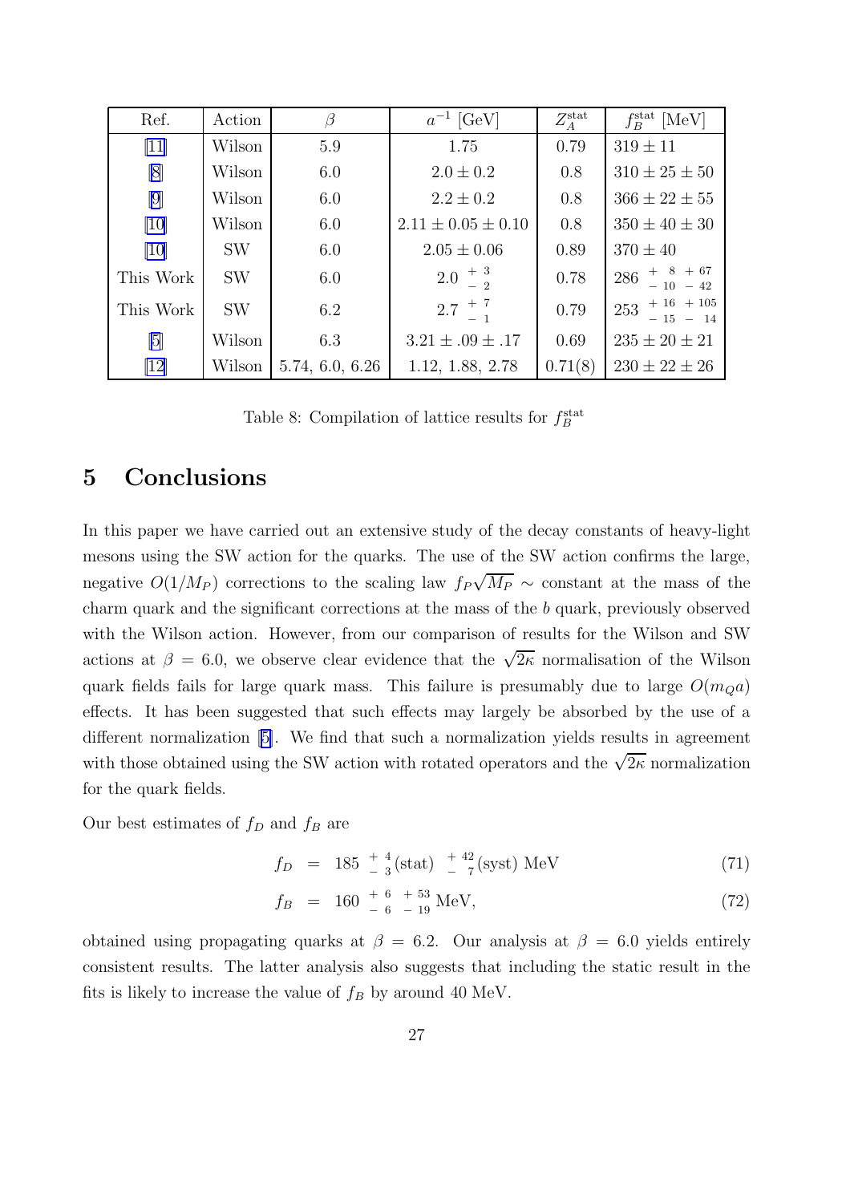| Ref. | Action | $\beta$ | $a^{-1}$ [GeV] | $Z_A^{\rm stat}$ | $f_B^{\rm stat}$ [MeV] |
| --- | --- | --- | --- | --- | --- |
| [11] | Wilson | 5.9 | 1.75 | 0.79 | $319 \pm 11$ |
| [8] | Wilson | 6.0 | $2.0 \pm 0.2$ | 0.8 | $310 \pm 25 \pm 50$ |
| [9] | Wilson | 6.0 | $2.2 \pm 0.2$ | 0.8 | $366 \pm 22 \pm 55$ |
| [10] | Wilson | 6.0 | $2.11 \pm 0.05 \pm 0.10$ | 0.8 | $350 \pm 40 \pm 30$ |
| [10] | SW | 6.0 | $2.05 \pm 0.06$ | 0.89 | $370 \pm 40$ |
| This Work | SW | 6.0 | $2.0 \ ^{+\ 3}_{-\ 2}$ | 0.78 | $286 \ ^{+\ \ 8}_{-\ 10} \ ^{+\ 67}_{-\ 42}$ |
| This Work | SW | 6.2 | $2.7 \ ^{+\ 7}_{-\ 1}$ | 0.79 | $253 \ ^{+\ 16}_{-\ 15} \ ^{+\ 105}_{-\ \ 14}$ |
| [5] | Wilson | 6.3 | $3.21 \pm .09 \pm .17$ | 0.69 | $235 \pm 20 \pm 21$ |
| [12] | Wilson | 5.74, 6.0, 6.26 | 1.12, 1.88, 2.78 | 0.71(8) | $230 \pm 22 \pm 26$ |

Table 8: Compilation of lattice results for $f_B^{\rm stat}$

## 5 Conclusions

In this paper we have carried out an extensive study of the decay constants of heavy-light mesons using the SW action for the quarks. The use of the SW action confirms the large, negative $O(1/M_P)$ corrections to the scaling law $f_P\sqrt{M_P} \sim$ constant at the mass of the charm quark and the significant corrections at the mass of the $b$ quark, previously observed with the Wilson action. However, from our comparison of results for the Wilson and SW actions at $\beta = 6.0$, we observe clear evidence that the $\sqrt{2\kappa}$ normalisation of the Wilson quark fields fails for large quark mass. This failure is presumably due to large $O(m_Q a)$ effects. It has been suggested that such effects may largely be absorbed by the use of a different normalization [5]. We find that such a normalization yields results in agreement with those obtained using the SW action with rotated operators and the $\sqrt{2\kappa}$ normalization for the quark fields.

Our best estimates of $f_D$ and $f_B$ are

$$f_D \ = \ 185 \ ^{+\ 4}_{-\ 3}(\text{stat}) \ ^{+\ 42}_{-\ \ 7}(\text{syst}) \text{ MeV} \tag{71}$$

$$f_B \ = \ 160 \ ^{+\ 6}_{-\ 6} \ ^{+\ 53}_{-\ 19} \text{ MeV}, \tag{72}$$

obtained using propagating quarks at $\beta = 6.2$. Our analysis at $\beta = 6.0$ yields entirely consistent results. The latter analysis also suggests that including the static result in the fits is likely to increase the value of $f_B$ by around 40 MeV.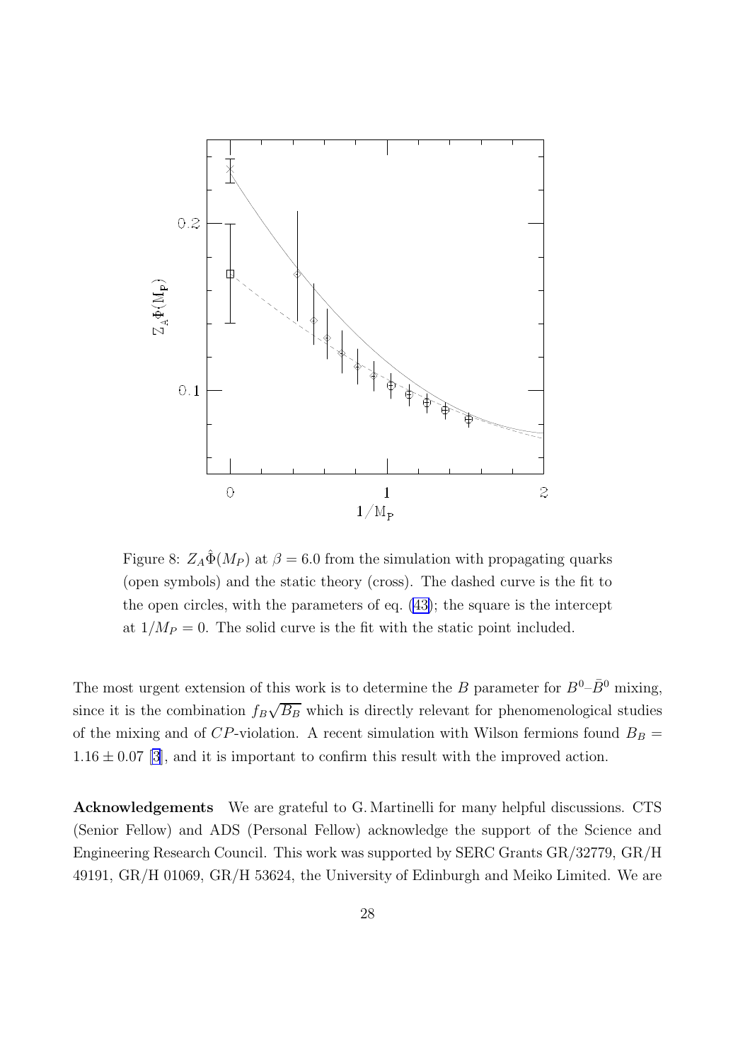Figure 8: $Z_A\hat{\Phi}(M_P)$ at $\beta = 6.0$ from the simulation with propagating quarks (open symbols) and the static theory (cross). The dashed curve is the fit to the open circles, with the parameters of eq. (43); the square is the intercept at $1/M_P = 0$. The solid curve is the fit with the static point included.

The most urgent extension of this work is to determine the $B$ parameter for $B^0$–$\bar{B}^0$ mixing, since it is the combination $f_B\sqrt{B_B}$ which is directly relevant for phenomenological studies of the mixing and of $CP$-violation. A recent simulation with Wilson fermions found $B_B = 1.16 \pm 0.07$ [3], and it is important to confirm this result with the improved action.

**Acknowledgements** We are grateful to G. Martinelli for many helpful discussions. CTS (Senior Fellow) and ADS (Personal Fellow) acknowledge the support of the Science and Engineering Research Council. This work was supported by SERC Grants GR/32779, GR/H 49191, GR/H 01069, GR/H 53624, the University of Edinburgh and Meiko Limited. We are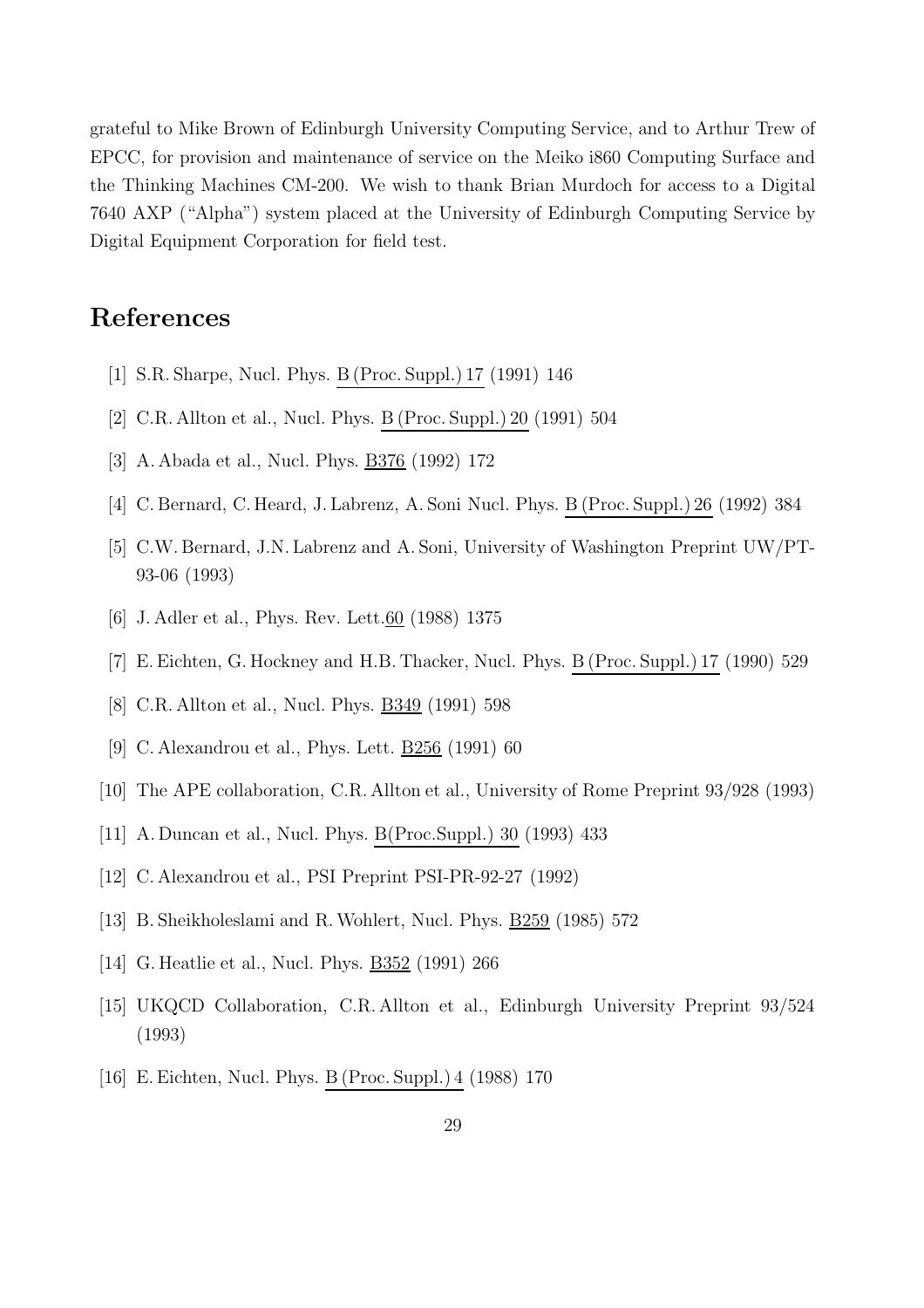grateful to Mike Brown of Edinburgh University Computing Service, and to Arthur Trew of EPCC, for provision and maintenance of service on the Meiko i860 Computing Surface and the Thinking Machines CM-200. We wish to thank Brian Murdoch for access to a Digital 7640 AXP ("Alpha") system placed at the University of Edinburgh Computing Service by Digital Equipment Corporation for field test.

# References

[1] S.R. Sharpe, Nucl. Phys. B (Proc. Suppl.) 17 (1991) 146

[2] C.R. Allton et al., Nucl. Phys. B (Proc. Suppl.) 20 (1991) 504

[3] A. Abada et al., Nucl. Phys. B376 (1992) 172

[4] C. Bernard, C. Heard, J. Labrenz, A. Soni Nucl. Phys. B (Proc. Suppl.) 26 (1992) 384

[5] C.W. Bernard, J.N. Labrenz and A. Soni, University of Washington Preprint UW/PT-93-06 (1993)

[6] J. Adler et al., Phys. Rev. Lett.60 (1988) 1375

[7] E. Eichten, G. Hockney and H.B. Thacker, Nucl. Phys. B (Proc. Suppl.) 17 (1990) 529

[8] C.R. Allton et al., Nucl. Phys. B349 (1991) 598

[9] C. Alexandrou et al., Phys. Lett. B256 (1991) 60

[10] The APE collaboration, C.R. Allton et al., University of Rome Preprint 93/928 (1993)

[11] A. Duncan et al., Nucl. Phys. B(Proc.Suppl.) 30 (1993) 433

[12] C. Alexandrou et al., PSI Preprint PSI-PR-92-27 (1992)

[13] B. Sheikholeslami and R. Wohlert, Nucl. Phys. B259 (1985) 572

[14] G. Heatlie et al., Nucl. Phys. B352 (1991) 266

[15] UKQCD Collaboration, C.R. Allton et al., Edinburgh University Preprint 93/524 (1993)

[16] E. Eichten, Nucl. Phys. B (Proc. Suppl.) 4 (1988) 170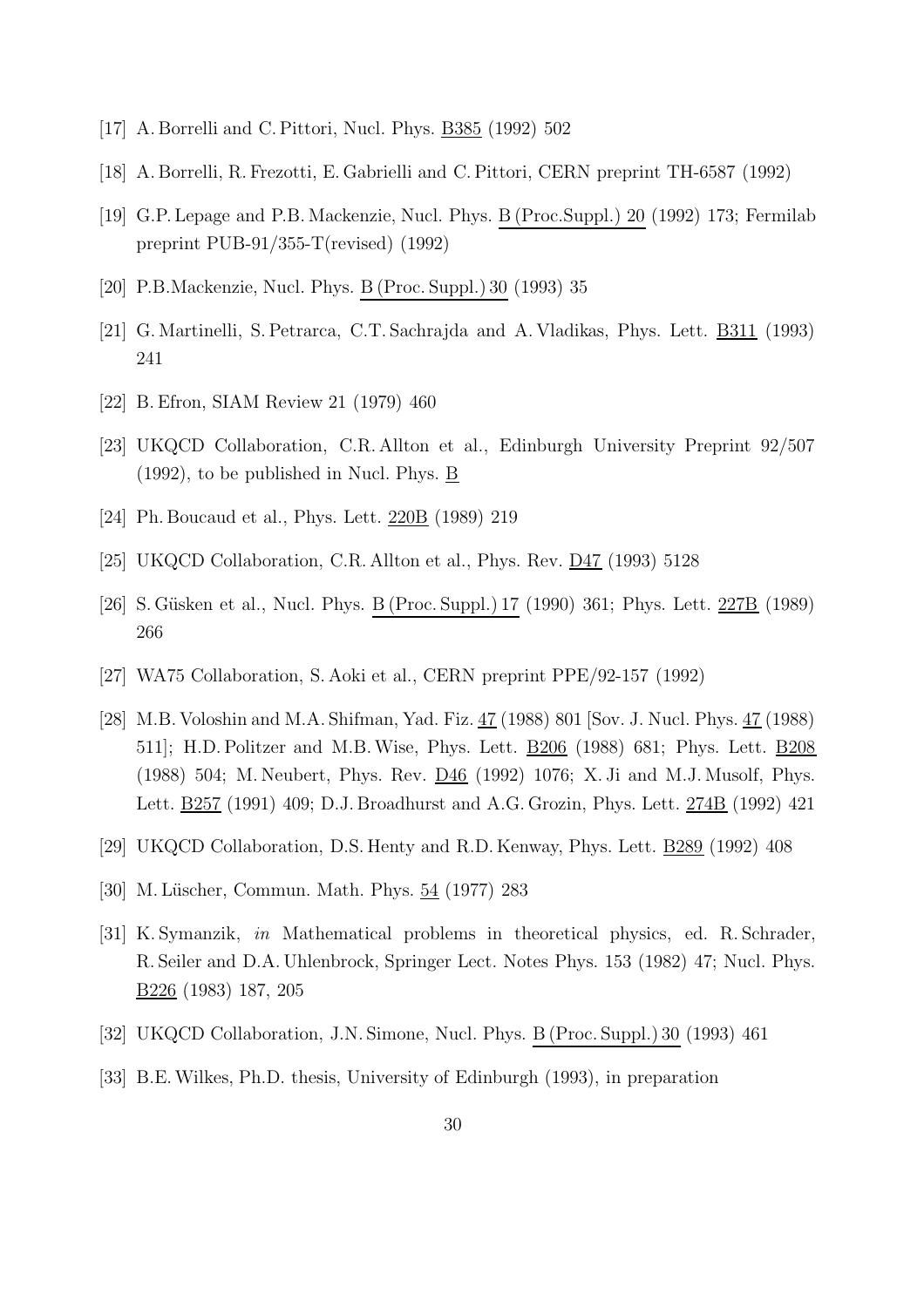[17] A. Borrelli and C. Pittori, Nucl. Phys. B385 (1992) 502

[18] A. Borrelli, R. Frezotti, E. Gabrielli and C. Pittori, CERN preprint TH-6587 (1992)

[19] G.P. Lepage and P.B. Mackenzie, Nucl. Phys. B (Proc.Suppl.) 20 (1992) 173; Fermilab preprint PUB-91/355-T(revised) (1992)

[20] P.B.Mackenzie, Nucl. Phys. B (Proc. Suppl.) 30 (1993) 35

[21] G. Martinelli, S. Petrarca, C.T. Sachrajda and A. Vladikas, Phys. Lett. B311 (1993) 241

[22] B. Efron, SIAM Review 21 (1979) 460

[23] UKQCD Collaboration, C.R. Allton et al., Edinburgh University Preprint 92/507 (1992), to be published in Nucl. Phys. B

[24] Ph. Boucaud et al., Phys. Lett. 220B (1989) 219

[25] UKQCD Collaboration, C.R. Allton et al., Phys. Rev. D47 (1993) 5128

[26] S. Güsken et al., Nucl. Phys. B (Proc. Suppl.) 17 (1990) 361; Phys. Lett. 227B (1989) 266

[27] WA75 Collaboration, S. Aoki et al., CERN preprint PPE/92-157 (1992)

[28] M.B. Voloshin and M.A. Shifman, Yad. Fiz. 47 (1988) 801 [Sov. J. Nucl. Phys. 47 (1988) 511]; H.D. Politzer and M.B. Wise, Phys. Lett. B206 (1988) 681; Phys. Lett. B208 (1988) 504; M. Neubert, Phys. Rev. D46 (1992) 1076; X. Ji and M.J. Musolf, Phys. Lett. B257 (1991) 409; D.J. Broadhurst and A.G. Grozin, Phys. Lett. 274B (1992) 421

[29] UKQCD Collaboration, D.S. Henty and R.D. Kenway, Phys. Lett. B289 (1992) 408

[30] M. Lüscher, Commun. Math. Phys. 54 (1977) 283

[31] K. Symanzik, *in* Mathematical problems in theoretical physics, ed. R. Schrader, R. Seiler and D.A. Uhlenbrock, Springer Lect. Notes Phys. 153 (1982) 47; Nucl. Phys. B226 (1983) 187, 205

[32] UKQCD Collaboration, J.N. Simone, Nucl. Phys. B (Proc. Suppl.) 30 (1993) 461

[33] B.E. Wilkes, Ph.D. thesis, University of Edinburgh (1993), in preparation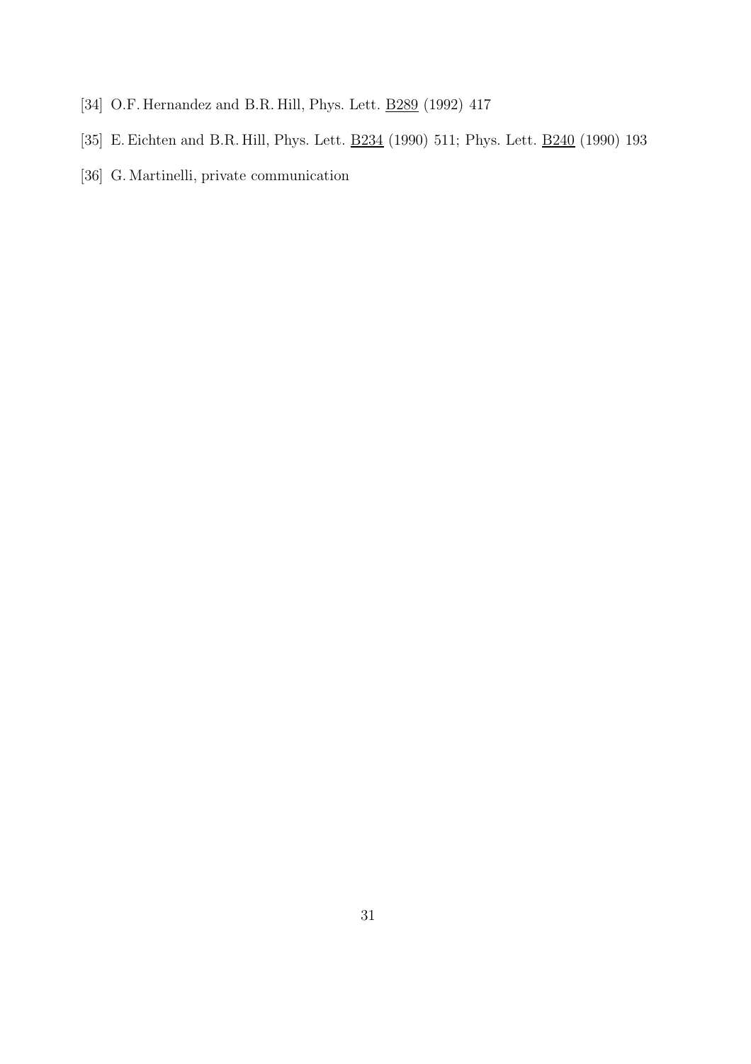[34] O.F. Hernandez and B.R. Hill, Phys. Lett. B289 (1992) 417

[35] E. Eichten and B.R. Hill, Phys. Lett. B234 (1990) 511; Phys. Lett. B240 (1990) 193

[36] G. Martinelli, private communication